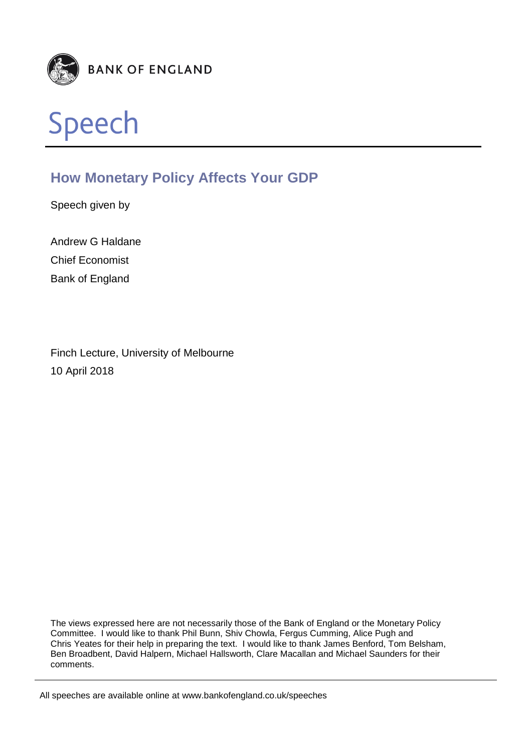BANK OF ENGLAND

# Speech

## How Monetary Policy Affects Your GDP

Speech given by

Andrew G Haldane

Chief Economist

Bank of England

Finch Lecture, University of Melbourne

10 April 2018

The views expressed here are not necessarily those of the Bank of England or the Monetary Policy Committee. I would like to thank Phil Bunn, Shiv Chowla, Fergus Cumming, Alice Pugh and Chris Yeates for their help in preparing the text. I would like to thank James Benford, Tom Belsham, Ben Broadbent, David Halpern, Michael Hallsworth, Clare Macallan and Michael Saunders for their comments.

All speeches are available online at www.bankofengland.co.uk/speeches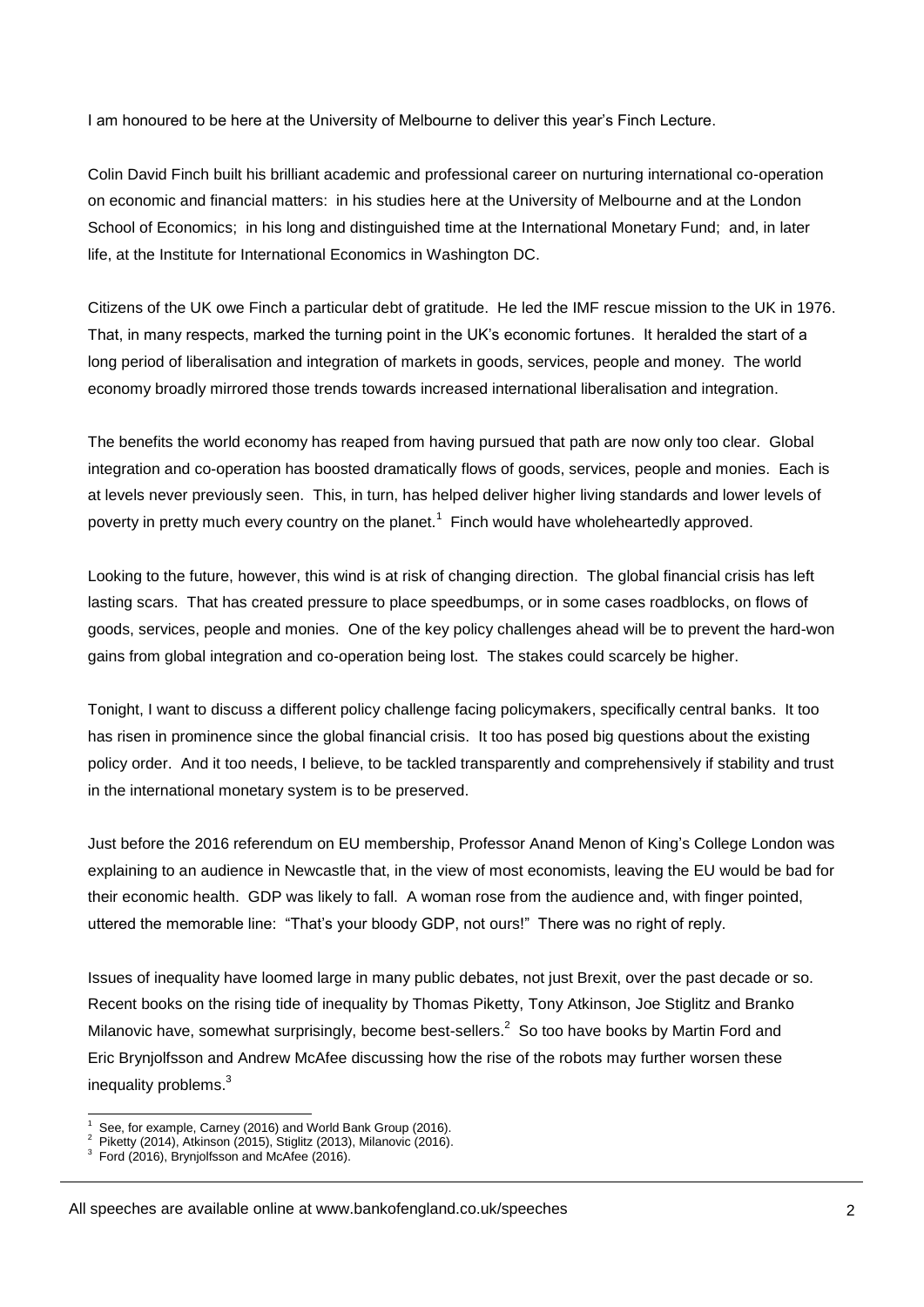I am honoured to be here at the University of Melbourne to deliver this year's Finch Lecture.

Colin David Finch built his brilliant academic and professional career on nurturing international co-operation on economic and financial matters: in his studies here at the University of Melbourne and at the London School of Economics; in his long and distinguished time at the International Monetary Fund; and, in later life, at the Institute for International Economics in Washington DC.

Citizens of the UK owe Finch a particular debt of gratitude. He led the IMF rescue mission to the UK in 1976. That, in many respects, marked the turning point in the UK's economic fortunes. It heralded the start of a long period of liberalisation and integration of markets in goods, services, people and money. The world economy broadly mirrored those trends towards increased international liberalisation and integration.

The benefits the world economy has reaped from having pursued that path are now only too clear. Global integration and co-operation has boosted dramatically flows of goods, services, people and monies. Each is at levels never previously seen. This, in turn, has helped deliver higher living standards and lower levels of poverty in pretty much every country on the planet.[1] Finch would have wholeheartedly approved.

Looking to the future, however, this wind is at risk of changing direction. The global financial crisis has left lasting scars. That has created pressure to place speedbumps, or in some cases roadblocks, on flows of goods, services, people and monies. One of the key policy challenges ahead will be to prevent the hard-won gains from global integration and co-operation being lost. The stakes could scarcely be higher.

Tonight, I want to discuss a different policy challenge facing policymakers, specifically central banks. It too has risen in prominence since the global financial crisis. It too has posed big questions about the existing policy order. And it too needs, I believe, to be tackled transparently and comprehensively if stability and trust in the international monetary system is to be preserved.

Just before the 2016 referendum on EU membership, Professor Anand Menon of King's College London was explaining to an audience in Newcastle that, in the view of most economists, leaving the EU would be bad for their economic health. GDP was likely to fall. A woman rose from the audience and, with finger pointed, uttered the memorable line: "That's your bloody GDP, not ours!" There was no right of reply.

Issues of inequality have loomed large in many public debates, not just Brexit, over the past decade or so. Recent books on the rising tide of inequality by Thomas Piketty, Tony Atkinson, Joe Stiglitz and Branko Milanovic have, somewhat surprisingly, become best-sellers.[2] So too have books by Martin Ford and Eric Brynjolfsson and Andrew McAfee discussing how the rise of the robots may further worsen these inequality problems.[3]

[1] See, for example, Carney (2016) and World Bank Group (2016).
[2] Piketty (2014), Atkinson (2015), Stiglitz (2013), Milanovic (2016).
[3] Ford (2016), Brynjolfsson and McAfee (2016).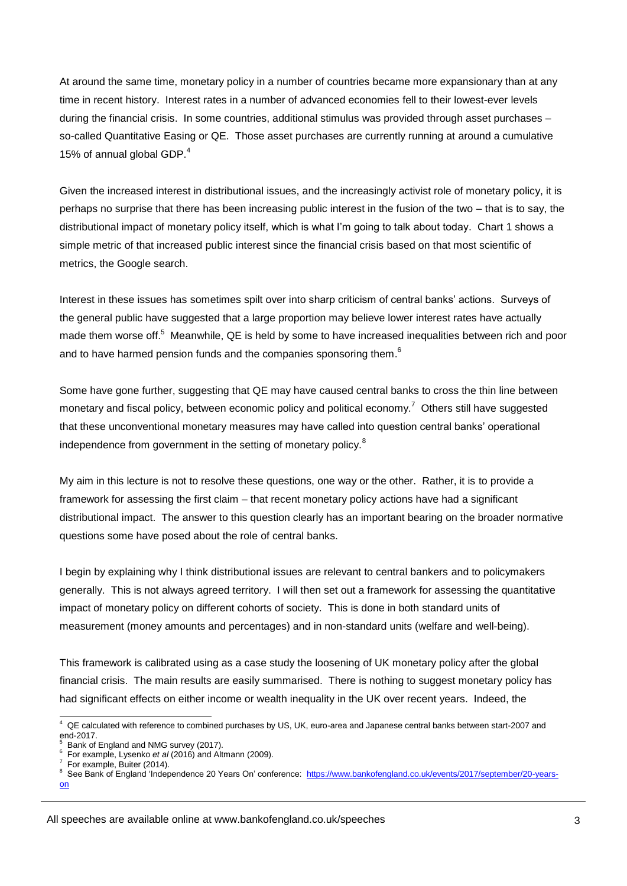At around the same time, monetary policy in a number of countries became more expansionary than at any time in recent history. Interest rates in a number of advanced economies fell to their lowest-ever levels during the financial crisis. In some countries, additional stimulus was provided through asset purchases – so-called Quantitative Easing or QE. Those asset purchases are currently running at around a cumulative 15% of annual global GDP.[4]

Given the increased interest in distributional issues, and the increasingly activist role of monetary policy, it is perhaps no surprise that there has been increasing public interest in the fusion of the two – that is to say, the distributional impact of monetary policy itself, which is what I'm going to talk about today. Chart 1 shows a simple metric of that increased public interest since the financial crisis based on that most scientific of metrics, the Google search.

Interest in these issues has sometimes spilt over into sharp criticism of central banks' actions. Surveys of the general public have suggested that a large proportion may believe lower interest rates have actually made them worse off.[5] Meanwhile, QE is held by some to have increased inequalities between rich and poor and to have harmed pension funds and the companies sponsoring them.[6]

Some have gone further, suggesting that QE may have caused central banks to cross the thin line between monetary and fiscal policy, between economic policy and political economy.[7] Others still have suggested that these unconventional monetary measures may have called into question central banks' operational independence from government in the setting of monetary policy.[8]

My aim in this lecture is not to resolve these questions, one way or the other. Rather, it is to provide a framework for assessing the first claim – that recent monetary policy actions have had a significant distributional impact. The answer to this question clearly has an important bearing on the broader normative questions some have posed about the role of central banks.

I begin by explaining why I think distributional issues are relevant to central bankers and to policymakers generally. This is not always agreed territory. I will then set out a framework for assessing the quantitative impact of monetary policy on different cohorts of society. This is done in both standard units of measurement (money amounts and percentages) and in non-standard units (welfare and well-being).

This framework is calibrated using as a case study the loosening of UK monetary policy after the global financial crisis. The main results are easily summarised. There is nothing to suggest monetary policy has had significant effects on either income or wealth inequality in the UK over recent years. Indeed, the

---

[4] QE calculated with reference to combined purchases by US, UK, euro-area and Japanese central banks between start-2007 and end-2017.

[5] Bank of England and NMG survey (2017).

[6] For example, Lysenko *et al* (2016) and Altmann (2009).

[7] For example, Buiter (2014).

[8] See Bank of England 'Independence 20 Years On' conference: https://www.bankofengland.co.uk/events/2017/september/20-years-on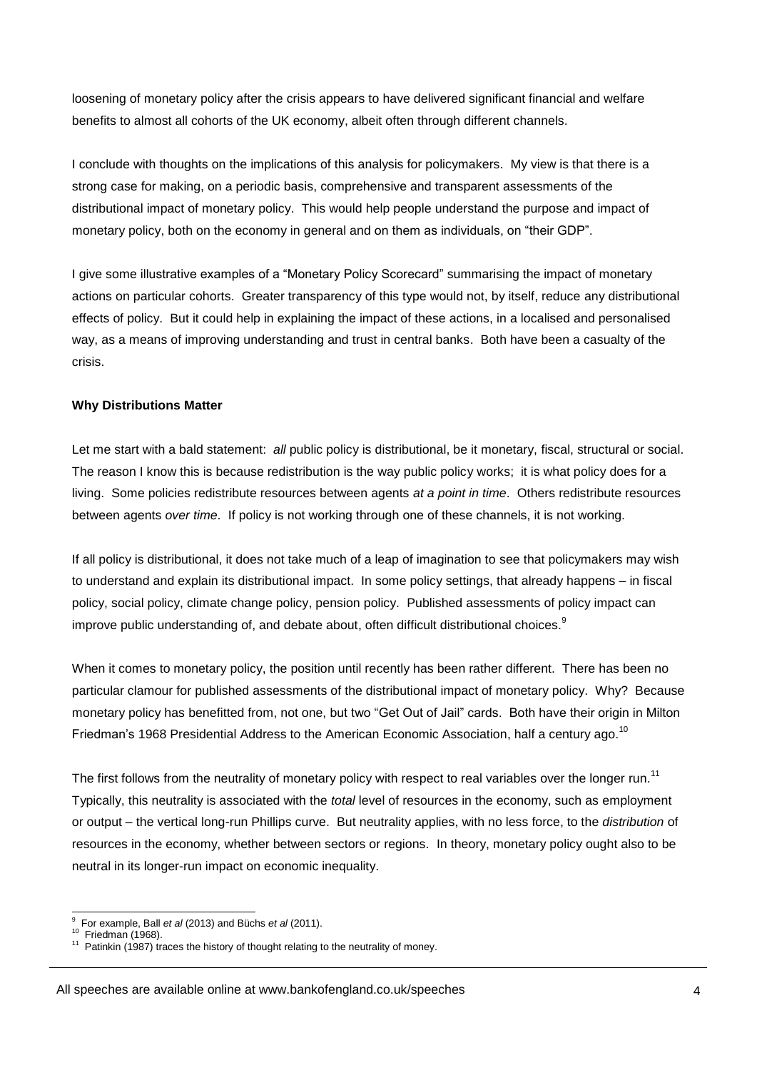loosening of monetary policy after the crisis appears to have delivered significant financial and welfare benefits to almost all cohorts of the UK economy, albeit often through different channels.

I conclude with thoughts on the implications of this analysis for policymakers. My view is that there is a strong case for making, on a periodic basis, comprehensive and transparent assessments of the distributional impact of monetary policy. This would help people understand the purpose and impact of monetary policy, both on the economy in general and on them as individuals, on "their GDP".

I give some illustrative examples of a "Monetary Policy Scorecard" summarising the impact of monetary actions on particular cohorts. Greater transparency of this type would not, by itself, reduce any distributional effects of policy. But it could help in explaining the impact of these actions, in a localised and personalised way, as a means of improving understanding and trust in central banks. Both have been a casualty of the crisis.

**Why Distributions Matter**

Let me start with a bald statement: *all* public policy is distributional, be it monetary, fiscal, structural or social. The reason I know this is because redistribution is the way public policy works; it is what policy does for a living. Some policies redistribute resources between agents *at a point in time*. Others redistribute resources between agents *over time*. If policy is not working through one of these channels, it is not working.

If all policy is distributional, it does not take much of a leap of imagination to see that policymakers may wish to understand and explain its distributional impact. In some policy settings, that already happens – in fiscal policy, social policy, climate change policy, pension policy. Published assessments of policy impact can improve public understanding of, and debate about, often difficult distributional choices.[9]

When it comes to monetary policy, the position until recently has been rather different. There has been no particular clamour for published assessments of the distributional impact of monetary policy. Why? Because monetary policy has benefitted from, not one, but two "Get Out of Jail" cards. Both have their origin in Milton Friedman's 1968 Presidential Address to the American Economic Association, half a century ago.[10]

The first follows from the neutrality of monetary policy with respect to real variables over the longer run.[11] Typically, this neutrality is associated with the *total* level of resources in the economy, such as employment or output – the vertical long-run Phillips curve. But neutrality applies, with no less force, to the *distribution* of resources in the economy, whether between sectors or regions. In theory, monetary policy ought also to be neutral in its longer-run impact on economic inequality.

---

[9] For example, Ball *et al* (2013) and Büchs *et al* (2011).
[10] Friedman (1968).
[11] Patinkin (1987) traces the history of thought relating to the neutrality of money.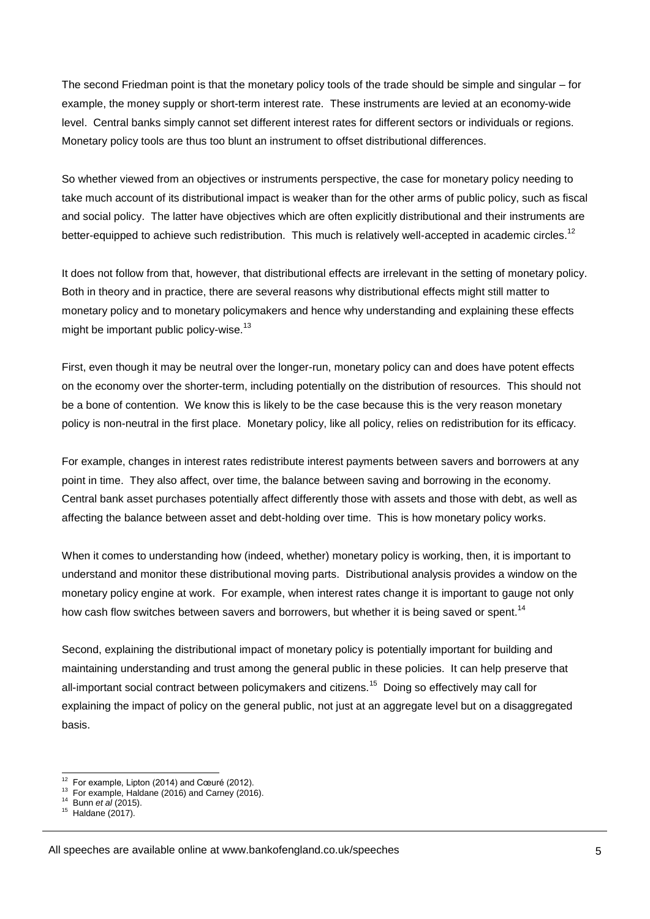The second Friedman point is that the monetary policy tools of the trade should be simple and singular – for example, the money supply or short-term interest rate. These instruments are levied at an economy-wide level. Central banks simply cannot set different interest rates for different sectors or individuals or regions. Monetary policy tools are thus too blunt an instrument to offset distributional differences.

So whether viewed from an objectives or instruments perspective, the case for monetary policy needing to take much account of its distributional impact is weaker than for the other arms of public policy, such as fiscal and social policy. The latter have objectives which are often explicitly distributional and their instruments are better-equipped to achieve such redistribution. This much is relatively well-accepted in academic circles.[12]

It does not follow from that, however, that distributional effects are irrelevant in the setting of monetary policy. Both in theory and in practice, there are several reasons why distributional effects might still matter to monetary policy and to monetary policymakers and hence why understanding and explaining these effects might be important public policy-wise.[13]

First, even though it may be neutral over the longer-run, monetary policy can and does have potent effects on the economy over the shorter-term, including potentially on the distribution of resources. This should not be a bone of contention. We know this is likely to be the case because this is the very reason monetary policy is non-neutral in the first place. Monetary policy, like all policy, relies on redistribution for its efficacy.

For example, changes in interest rates redistribute interest payments between savers and borrowers at any point in time. They also affect, over time, the balance between saving and borrowing in the economy. Central bank asset purchases potentially affect differently those with assets and those with debt, as well as affecting the balance between asset and debt-holding over time. This is how monetary policy works.

When it comes to understanding how (indeed, whether) monetary policy is working, then, it is important to understand and monitor these distributional moving parts. Distributional analysis provides a window on the monetary policy engine at work. For example, when interest rates change it is important to gauge not only how cash flow switches between savers and borrowers, but whether it is being saved or spent.[14]

Second, explaining the distributional impact of monetary policy is potentially important for building and maintaining understanding and trust among the general public in these policies. It can help preserve that all-important social contract between policymakers and citizens.[15] Doing so effectively may call for explaining the impact of policy on the general public, not just at an aggregate level but on a disaggregated basis.

---

[12] For example, Lipton (2014) and Cœuré (2012).
[13] For example, Haldane (2016) and Carney (2016).
[14] Bunn *et al* (2015).
[15] Haldane (2017).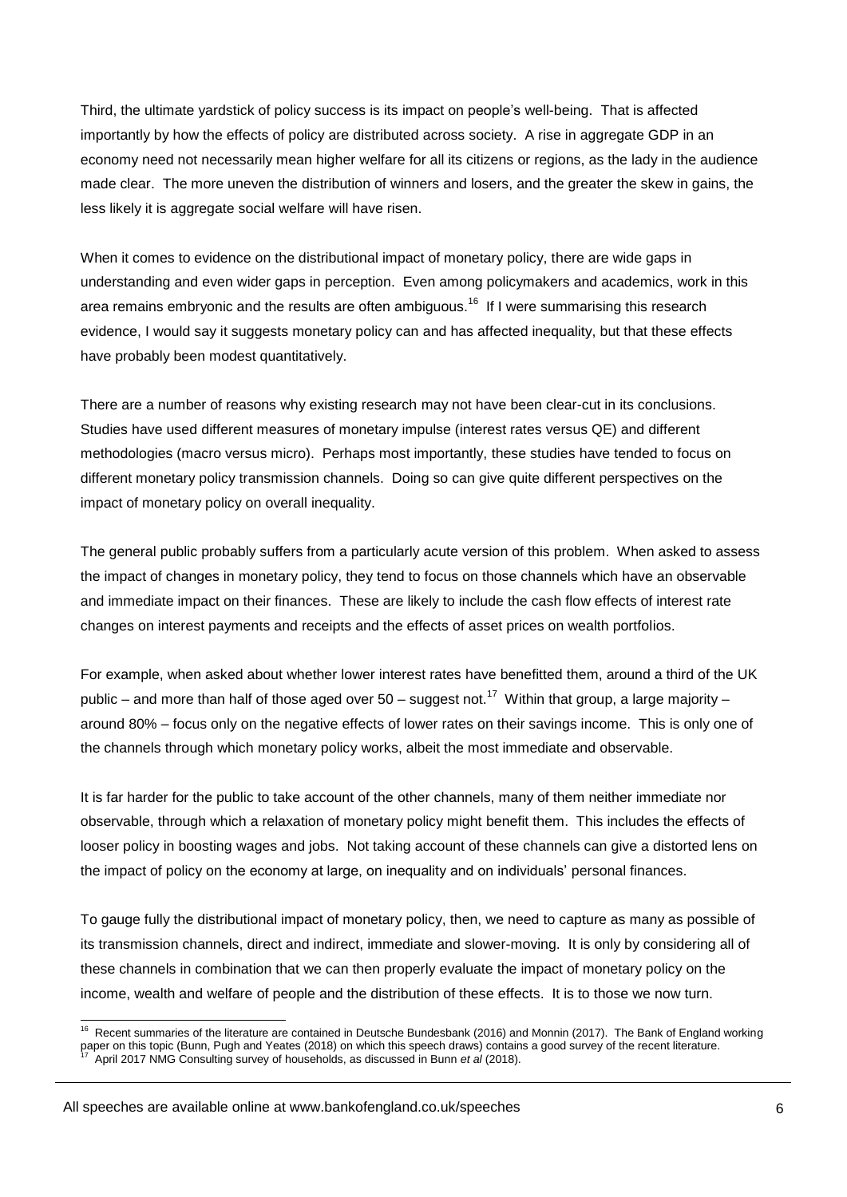Third, the ultimate yardstick of policy success is its impact on people's well-being. That is affected importantly by how the effects of policy are distributed across society. A rise in aggregate GDP in an economy need not necessarily mean higher welfare for all its citizens or regions, as the lady in the audience made clear. The more uneven the distribution of winners and losers, and the greater the skew in gains, the less likely it is aggregate social welfare will have risen.

When it comes to evidence on the distributional impact of monetary policy, there are wide gaps in understanding and even wider gaps in perception. Even among policymakers and academics, work in this area remains embryonic and the results are often ambiguous.[16] If I were summarising this research evidence, I would say it suggests monetary policy can and has affected inequality, but that these effects have probably been modest quantitatively.

There are a number of reasons why existing research may not have been clear-cut in its conclusions. Studies have used different measures of monetary impulse (interest rates versus QE) and different methodologies (macro versus micro). Perhaps most importantly, these studies have tended to focus on different monetary policy transmission channels. Doing so can give quite different perspectives on the impact of monetary policy on overall inequality.

The general public probably suffers from a particularly acute version of this problem. When asked to assess the impact of changes in monetary policy, they tend to focus on those channels which have an observable and immediate impact on their finances. These are likely to include the cash flow effects of interest rate changes on interest payments and receipts and the effects of asset prices on wealth portfolios.

For example, when asked about whether lower interest rates have benefitted them, around a third of the UK public – and more than half of those aged over 50 – suggest not.[17] Within that group, a large majority – around 80% – focus only on the negative effects of lower rates on their savings income. This is only one of the channels through which monetary policy works, albeit the most immediate and observable.

It is far harder for the public to take account of the other channels, many of them neither immediate nor observable, through which a relaxation of monetary policy might benefit them. This includes the effects of looser policy in boosting wages and jobs. Not taking account of these channels can give a distorted lens on the impact of policy on the economy at large, on inequality and on individuals' personal finances.

To gauge fully the distributional impact of monetary policy, then, we need to capture as many as possible of its transmission channels, direct and indirect, immediate and slower-moving. It is only by considering all of these channels in combination that we can then properly evaluate the impact of monetary policy on the income, wealth and welfare of people and the distribution of these effects. It is to those we now turn.

---

[16] Recent summaries of the literature are contained in Deutsche Bundesbank (2016) and Monnin (2017). The Bank of England working paper on this topic (Bunn, Pugh and Yeates (2018) on which this speech draws) contains a good survey of the recent literature.

[17] April 2017 NMG Consulting survey of households, as discussed in Bunn *et al* (2018).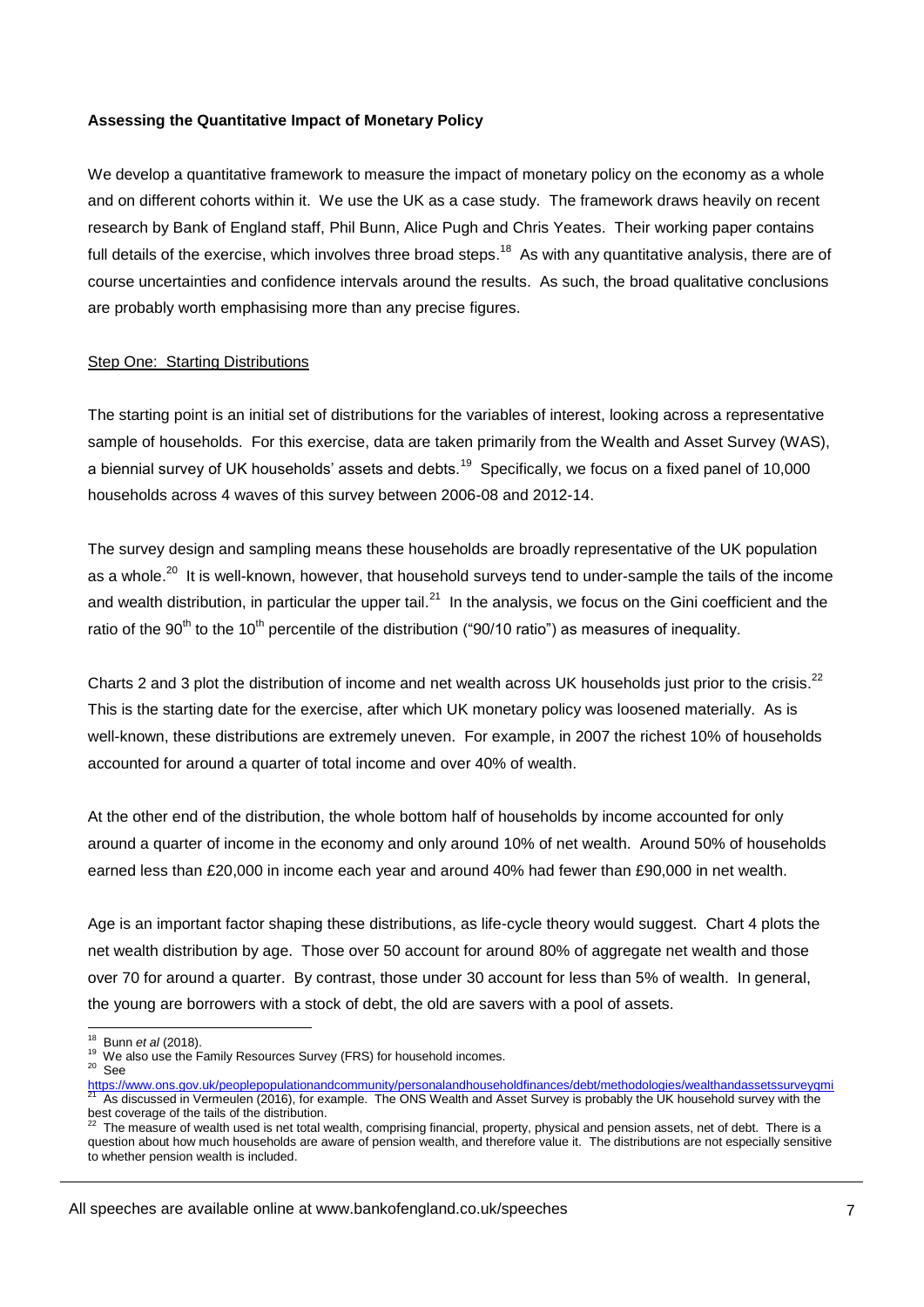**Assessing the Quantitative Impact of Monetary Policy**

We develop a quantitative framework to measure the impact of monetary policy on the economy as a whole and on different cohorts within it. We use the UK as a case study. The framework draws heavily on recent research by Bank of England staff, Phil Bunn, Alice Pugh and Chris Yeates. Their working paper contains full details of the exercise, which involves three broad steps.[18] As with any quantitative analysis, there are of course uncertainties and confidence intervals around the results. As such, the broad qualitative conclusions are probably worth emphasising more than any precise figures.

Step One: Starting Distributions

The starting point is an initial set of distributions for the variables of interest, looking across a representative sample of households. For this exercise, data are taken primarily from the Wealth and Asset Survey (WAS), a biennial survey of UK households' assets and debts.[19] Specifically, we focus on a fixed panel of 10,000 households across 4 waves of this survey between 2006-08 and 2012-14.

The survey design and sampling means these households are broadly representative of the UK population as a whole.[20] It is well-known, however, that household surveys tend to under-sample the tails of the income and wealth distribution, in particular the upper tail.[21] In the analysis, we focus on the Gini coefficient and the ratio of the $90^{th}$ to the $10^{th}$ percentile of the distribution ("90/10 ratio") as measures of inequality.

Charts 2 and 3 plot the distribution of income and net wealth across UK households just prior to the crisis.[22] This is the starting date for the exercise, after which UK monetary policy was loosened materially. As is well-known, these distributions are extremely uneven. For example, in 2007 the richest 10% of households accounted for around a quarter of total income and over 40% of wealth.

At the other end of the distribution, the whole bottom half of households by income accounted for only around a quarter of income in the economy and only around 10% of net wealth. Around 50% of households earned less than £20,000 in income each year and around 40% had fewer than £90,000 in net wealth.

Age is an important factor shaping these distributions, as life-cycle theory would suggest. Chart 4 plots the net wealth distribution by age. Those over 50 account for around 80% of aggregate net wealth and those over 70 for around a quarter. By contrast, those under 30 account for less than 5% of wealth. In general, the young are borrowers with a stock of debt, the old are savers with a pool of assets.

---

[18] Bunn *et al* (2018).

[19] We also use the Family Resources Survey (FRS) for household incomes.

[20] See https://www.ons.gov.uk/peoplepopulationandcommunity/personalandhouseholdfinances/debt/methodologies/wealthandassetssurveyqmi

[21] As discussed in Vermeulen (2016), for example. The ONS Wealth and Asset Survey is probably the UK household survey with the best coverage of the tails of the distribution.

[22] The measure of wealth used is net total wealth, comprising financial, property, physical and pension assets, net of debt. There is a question about how much households are aware of pension wealth, and therefore value it. The distributions are not especially sensitive to whether pension wealth is included.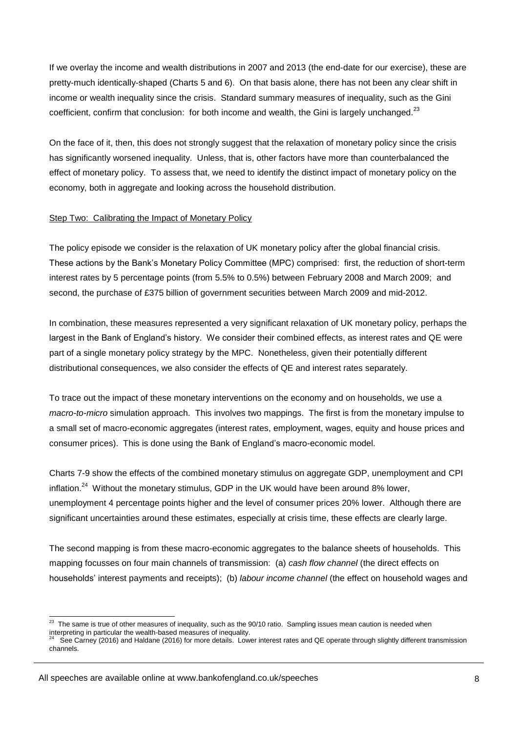If we overlay the income and wealth distributions in 2007 and 2013 (the end-date for our exercise), these are pretty-much identically-shaped (Charts 5 and 6). On that basis alone, there has not been any clear shift in income or wealth inequality since the crisis. Standard summary measures of inequality, such as the Gini coefficient, confirm that conclusion: for both income and wealth, the Gini is largely unchanged.[23]

On the face of it, then, this does not strongly suggest that the relaxation of monetary policy since the crisis has significantly worsened inequality. Unless, that is, other factors have more than counterbalanced the effect of monetary policy. To assess that, we need to identify the distinct impact of monetary policy on the economy, both in aggregate and looking across the household distribution.

Step Two: Calibrating the Impact of Monetary Policy

The policy episode we consider is the relaxation of UK monetary policy after the global financial crisis. These actions by the Bank's Monetary Policy Committee (MPC) comprised: first, the reduction of short-term interest rates by 5 percentage points (from 5.5% to 0.5%) between February 2008 and March 2009; and second, the purchase of £375 billion of government securities between March 2009 and mid-2012.

In combination, these measures represented a very significant relaxation of UK monetary policy, perhaps the largest in the Bank of England's history. We consider their combined effects, as interest rates and QE were part of a single monetary policy strategy by the MPC. Nonetheless, given their potentially different distributional consequences, we also consider the effects of QE and interest rates separately.

To trace out the impact of these monetary interventions on the economy and on households, we use a *macro-to-micro* simulation approach. This involves two mappings. The first is from the monetary impulse to a small set of macro-economic aggregates (interest rates, employment, wages, equity and house prices and consumer prices). This is done using the Bank of England's macro-economic model.

Charts 7-9 show the effects of the combined monetary stimulus on aggregate GDP, unemployment and CPI inflation.[24] Without the monetary stimulus, GDP in the UK would have been around 8% lower, unemployment 4 percentage points higher and the level of consumer prices 20% lower. Although there are significant uncertainties around these estimates, especially at crisis time, these effects are clearly large.

The second mapping is from these macro-economic aggregates to the balance sheets of households. This mapping focusses on four main channels of transmission: (a) *cash flow channel* (the direct effects on households' interest payments and receipts); (b) *labour income channel* (the effect on household wages and

---

[23] The same is true of other measures of inequality, such as the 90/10 ratio. Sampling issues mean caution is needed when interpreting in particular the wealth-based measures of inequality.

[24] See Carney (2016) and Haldane (2016) for more details. Lower interest rates and QE operate through slightly different transmission channels.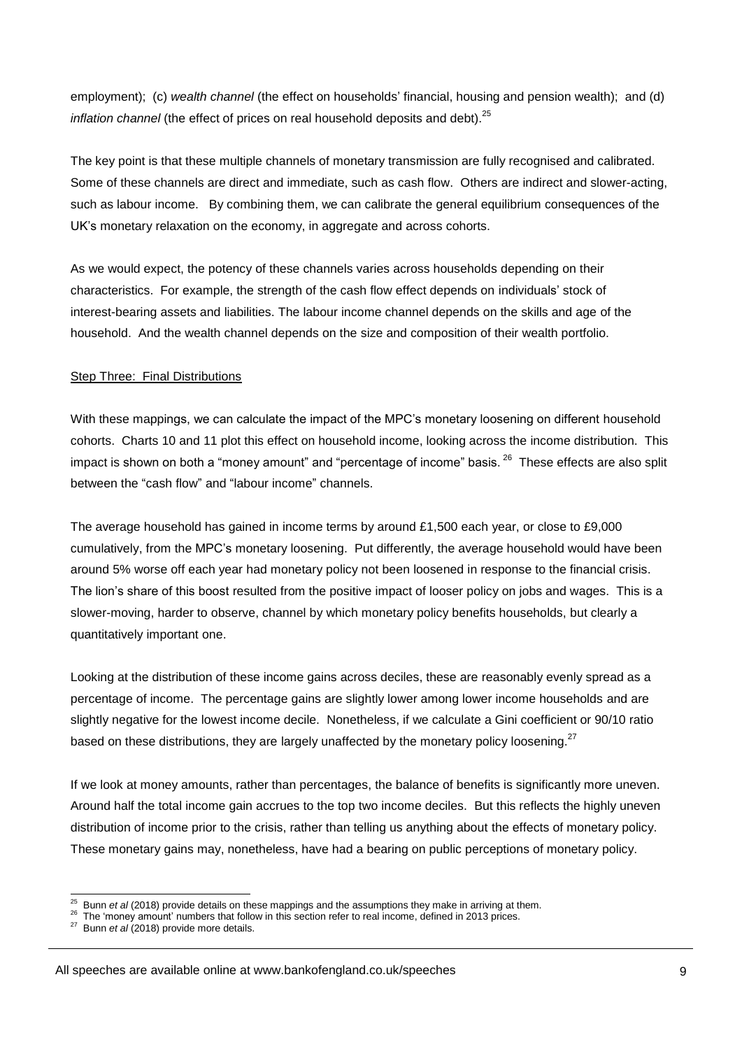employment); (c) *wealth channel* (the effect on households' financial, housing and pension wealth); and (d) *inflation channel* (the effect of prices on real household deposits and debt).[25]

The key point is that these multiple channels of monetary transmission are fully recognised and calibrated. Some of these channels are direct and immediate, such as cash flow. Others are indirect and slower-acting, such as labour income. By combining them, we can calibrate the general equilibrium consequences of the UK's monetary relaxation on the economy, in aggregate and across cohorts.

As we would expect, the potency of these channels varies across households depending on their characteristics. For example, the strength of the cash flow effect depends on individuals' stock of interest-bearing assets and liabilities. The labour income channel depends on the skills and age of the household. And the wealth channel depends on the size and composition of their wealth portfolio.

Step Three: Final Distributions

With these mappings, we can calculate the impact of the MPC's monetary loosening on different household cohorts. Charts 10 and 11 plot this effect on household income, looking across the income distribution. This impact is shown on both a "money amount" and "percentage of income" basis.[26] These effects are also split between the "cash flow" and "labour income" channels.

The average household has gained in income terms by around £1,500 each year, or close to £9,000 cumulatively, from the MPC's monetary loosening. Put differently, the average household would have been around 5% worse off each year had monetary policy not been loosened in response to the financial crisis. The lion's share of this boost resulted from the positive impact of looser policy on jobs and wages. This is a slower-moving, harder to observe, channel by which monetary policy benefits households, but clearly a quantitatively important one.

Looking at the distribution of these income gains across deciles, these are reasonably evenly spread as a percentage of income. The percentage gains are slightly lower among lower income households and are slightly negative for the lowest income decile. Nonetheless, if we calculate a Gini coefficient or 90/10 ratio based on these distributions, they are largely unaffected by the monetary policy loosening.[27]

If we look at money amounts, rather than percentages, the balance of benefits is significantly more uneven. Around half the total income gain accrues to the top two income deciles. But this reflects the highly uneven distribution of income prior to the crisis, rather than telling us anything about the effects of monetary policy. These monetary gains may, nonetheless, have had a bearing on public perceptions of monetary policy.

---

[25] Bunn *et al* (2018) provide details on these mappings and the assumptions they make in arriving at them.

[26] The 'money amount' numbers that follow in this section refer to real income, defined in 2013 prices.

[27] Bunn *et al* (2018) provide more details.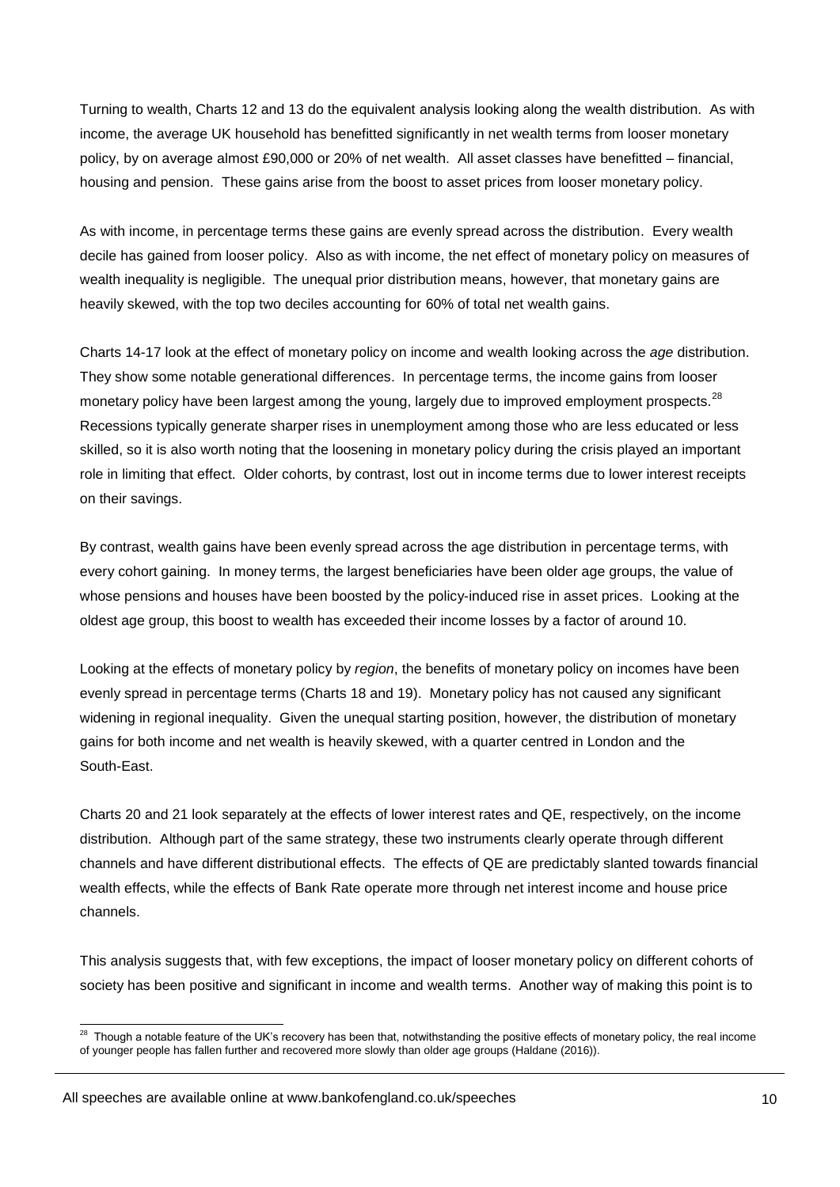Turning to wealth, Charts 12 and 13 do the equivalent analysis looking along the wealth distribution. As with income, the average UK household has benefitted significantly in net wealth terms from looser monetary policy, by on average almost £90,000 or 20% of net wealth. All asset classes have benefitted – financial, housing and pension. These gains arise from the boost to asset prices from looser monetary policy.

As with income, in percentage terms these gains are evenly spread across the distribution. Every wealth decile has gained from looser policy. Also as with income, the net effect of monetary policy on measures of wealth inequality is negligible. The unequal prior distribution means, however, that monetary gains are heavily skewed, with the top two deciles accounting for 60% of total net wealth gains.

Charts 14-17 look at the effect of monetary policy on income and wealth looking across the *age* distribution. They show some notable generational differences. In percentage terms, the income gains from looser monetary policy have been largest among the young, largely due to improved employment prospects.[28] Recessions typically generate sharper rises in unemployment among those who are less educated or less skilled, so it is also worth noting that the loosening in monetary policy during the crisis played an important role in limiting that effect. Older cohorts, by contrast, lost out in income terms due to lower interest receipts on their savings.

By contrast, wealth gains have been evenly spread across the age distribution in percentage terms, with every cohort gaining. In money terms, the largest beneficiaries have been older age groups, the value of whose pensions and houses have been boosted by the policy-induced rise in asset prices. Looking at the oldest age group, this boost to wealth has exceeded their income losses by a factor of around 10.

Looking at the effects of monetary policy by *region*, the benefits of monetary policy on incomes have been evenly spread in percentage terms (Charts 18 and 19). Monetary policy has not caused any significant widening in regional inequality. Given the unequal starting position, however, the distribution of monetary gains for both income and net wealth is heavily skewed, with a quarter centred in London and the South-East.

Charts 20 and 21 look separately at the effects of lower interest rates and QE, respectively, on the income distribution. Although part of the same strategy, these two instruments clearly operate through different channels and have different distributional effects. The effects of QE are predictably slanted towards financial wealth effects, while the effects of Bank Rate operate more through net interest income and house price channels.

This analysis suggests that, with few exceptions, the impact of looser monetary policy on different cohorts of society has been positive and significant in income and wealth terms. Another way of making this point is to

[28] Though a notable feature of the UK's recovery has been that, notwithstanding the positive effects of monetary policy, the real income of younger people has fallen further and recovered more slowly than older age groups (Haldane (2016)).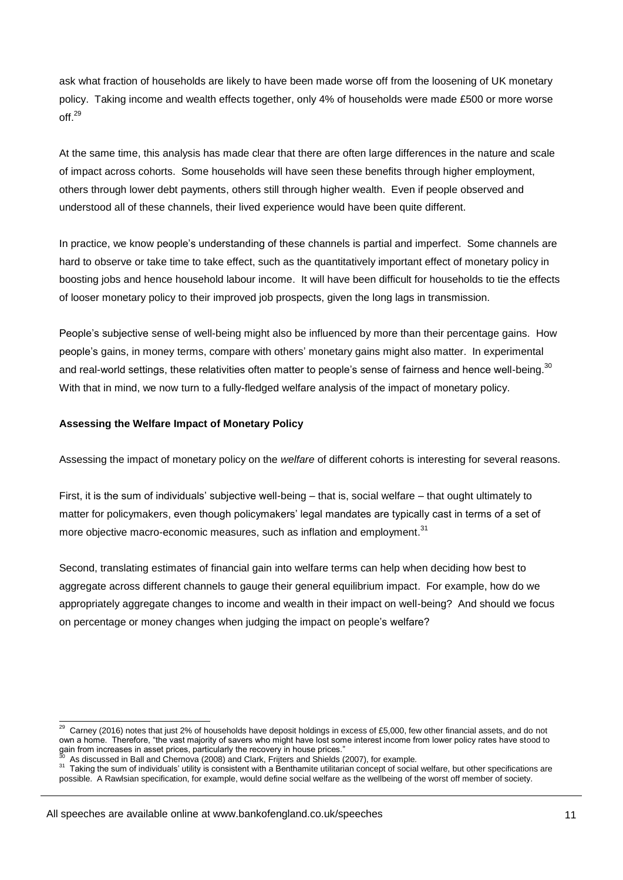ask what fraction of households are likely to have been made worse off from the loosening of UK monetary policy. Taking income and wealth effects together, only 4% of households were made £500 or more worse off.[29]

At the same time, this analysis has made clear that there are often large differences in the nature and scale of impact across cohorts. Some households will have seen these benefits through higher employment, others through lower debt payments, others still through higher wealth. Even if people observed and understood all of these channels, their lived experience would have been quite different.

In practice, we know people's understanding of these channels is partial and imperfect. Some channels are hard to observe or take time to take effect, such as the quantitatively important effect of monetary policy in boosting jobs and hence household labour income. It will have been difficult for households to tie the effects of looser monetary policy to their improved job prospects, given the long lags in transmission.

People's subjective sense of well-being might also be influenced by more than their percentage gains. How people's gains, in money terms, compare with others' monetary gains might also matter. In experimental and real-world settings, these relativities often matter to people's sense of fairness and hence well-being.[30] With that in mind, we now turn to a fully-fledged welfare analysis of the impact of monetary policy.

**Assessing the Welfare Impact of Monetary Policy**

Assessing the impact of monetary policy on the *welfare* of different cohorts is interesting for several reasons.

First, it is the sum of individuals' subjective well-being – that is, social welfare – that ought ultimately to matter for policymakers, even though policymakers' legal mandates are typically cast in terms of a set of more objective macro-economic measures, such as inflation and employment.[31]

Second, translating estimates of financial gain into welfare terms can help when deciding how best to aggregate across different channels to gauge their general equilibrium impact. For example, how do we appropriately aggregate changes to income and wealth in their impact on well-being? And should we focus on percentage or money changes when judging the impact on people's welfare?

---

[29] Carney (2016) notes that just 2% of households have deposit holdings in excess of £5,000, few other financial assets, and do not own a home. Therefore, "the vast majority of savers who might have lost some interest income from lower policy rates have stood to gain from increases in asset prices, particularly the recovery in house prices."

[30] As discussed in Ball and Chernova (2008) and Clark, Frijters and Shields (2007), for example.

[31] Taking the sum of individuals' utility is consistent with a Benthamite utilitarian concept of social welfare, but other specifications are possible. A Rawlsian specification, for example, would define social welfare as the wellbeing of the worst off member of society.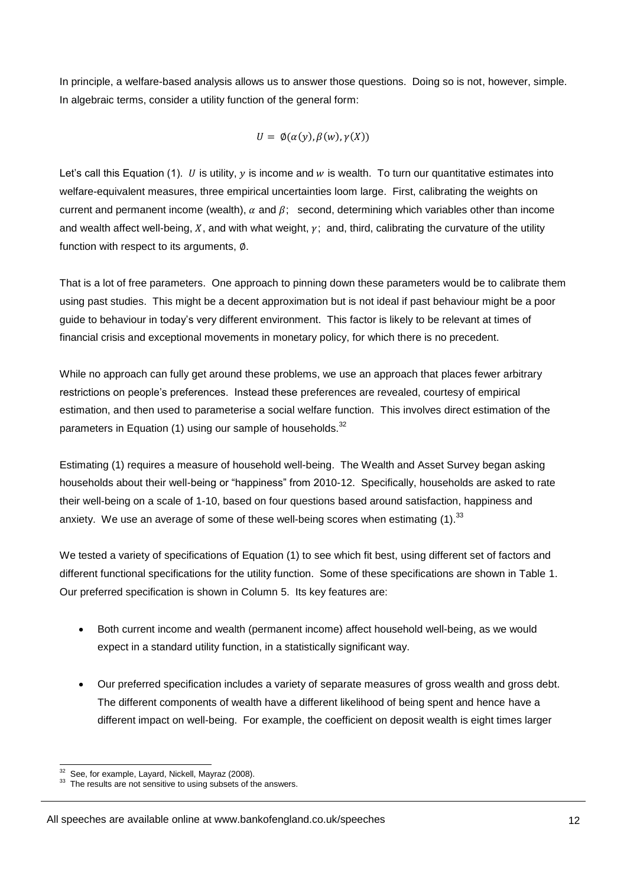In principle, a welfare-based analysis allows us to answer those questions. Doing so is not, however, simple. In algebraic terms, consider a utility function of the general form:

$$U = \emptyset(\alpha(y), \beta(w), \gamma(X))$$

Let's call this Equation (1). $U$ is utility, $y$ is income and $w$ is wealth. To turn our quantitative estimates into welfare-equivalent measures, three empirical uncertainties loom large. First, calibrating the weights on current and permanent income (wealth), $\alpha$ and $\beta$; second, determining which variables other than income and wealth affect well-being, $X$, and with what weight, $\gamma$; and, third, calibrating the curvature of the utility function with respect to its arguments, $\emptyset$.

That is a lot of free parameters. One approach to pinning down these parameters would be to calibrate them using past studies. This might be a decent approximation but is not ideal if past behaviour might be a poor guide to behaviour in today's very different environment. This factor is likely to be relevant at times of financial crisis and exceptional movements in monetary policy, for which there is no precedent.

While no approach can fully get around these problems, we use an approach that places fewer arbitrary restrictions on people's preferences. Instead these preferences are revealed, courtesy of empirical estimation, and then used to parameterise a social welfare function. This involves direct estimation of the parameters in Equation (1) using our sample of households.[32]

Estimating (1) requires a measure of household well-being. The Wealth and Asset Survey began asking households about their well-being or "happiness" from 2010-12. Specifically, households are asked to rate their well-being on a scale of 1-10, based on four questions based around satisfaction, happiness and anxiety. We use an average of some of these well-being scores when estimating (1).[33]

We tested a variety of specifications of Equation (1) to see which fit best, using different set of factors and different functional specifications for the utility function. Some of these specifications are shown in Table 1. Our preferred specification is shown in Column 5. Its key features are:

- Both current income and wealth (permanent income) affect household well-being, as we would expect in a standard utility function, in a statistically significant way.
- Our preferred specification includes a variety of separate measures of gross wealth and gross debt. The different components of wealth have a different likelihood of being spent and hence have a different impact on well-being. For example, the coefficient on deposit wealth is eight times larger

[32] See, for example, Layard, Nickell, Mayraz (2008).

[33] The results are not sensitive to using subsets of the answers.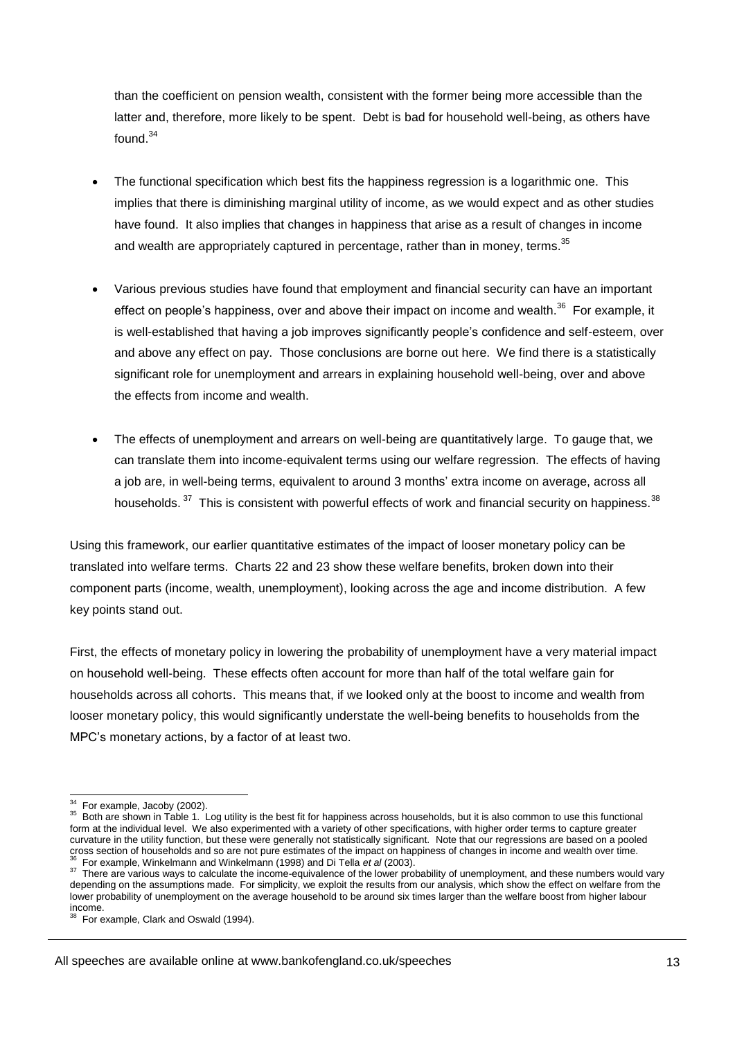than the coefficient on pension wealth, consistent with the former being more accessible than the latter and, therefore, more likely to be spent. Debt is bad for household well-being, as others have found.[34]

- The functional specification which best fits the happiness regression is a logarithmic one. This implies that there is diminishing marginal utility of income, as we would expect and as other studies have found. It also implies that changes in happiness that arise as a result of changes in income and wealth are appropriately captured in percentage, rather than in money, terms.[35]

- Various previous studies have found that employment and financial security can have an important effect on people's happiness, over and above their impact on income and wealth.[36] For example, it is well-established that having a job improves significantly people's confidence and self-esteem, over and above any effect on pay. Those conclusions are borne out here. We find there is a statistically significant role for unemployment and arrears in explaining household well-being, over and above the effects from income and wealth.

- The effects of unemployment and arrears on well-being are quantitatively large. To gauge that, we can translate them into income-equivalent terms using our welfare regression. The effects of having a job are, in well-being terms, equivalent to around 3 months' extra income on average, across all households.[37] This is consistent with powerful effects of work and financial security on happiness.[38]

Using this framework, our earlier quantitative estimates of the impact of looser monetary policy can be translated into welfare terms. Charts 22 and 23 show these welfare benefits, broken down into their component parts (income, wealth, unemployment), looking across the age and income distribution. A few key points stand out.

First, the effects of monetary policy in lowering the probability of unemployment have a very material impact on household well-being. These effects often account for more than half of the total welfare gain for households across all cohorts. This means that, if we looked only at the boost to income and wealth from looser monetary policy, this would significantly understate the well-being benefits to households from the MPC's monetary actions, by a factor of at least two.

---

[34] For example, Jacoby (2002).

[35] Both are shown in Table 1. Log utility is the best fit for happiness across households, but it is also common to use this functional form at the individual level. We also experimented with a variety of other specifications, with higher order terms to capture greater curvature in the utility function, but these were generally not statistically significant. Note that our regressions are based on a pooled cross section of households and so are not pure estimates of the impact on happiness of changes in income and wealth over time.

[36] For example, Winkelmann and Winkelmann (1998) and Di Tella *et al* (2003).

[37] There are various ways to calculate the income-equivalence of the lower probability of unemployment, and these numbers would vary depending on the assumptions made. For simplicity, we exploit the results from our analysis, which show the effect on welfare from the lower probability of unemployment on the average household to be around six times larger than the welfare boost from higher labour income.

[38] For example, Clark and Oswald (1994).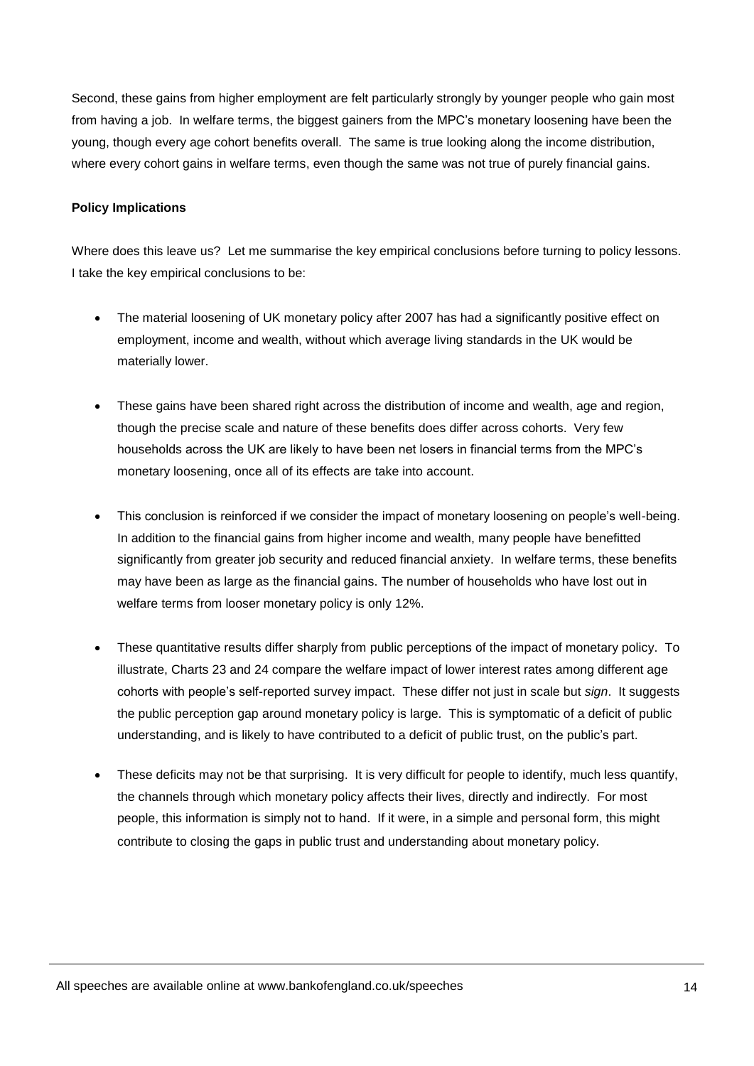Second, these gains from higher employment are felt particularly strongly by younger people who gain most from having a job. In welfare terms, the biggest gainers from the MPC's monetary loosening have been the young, though every age cohort benefits overall. The same is true looking along the income distribution, where every cohort gains in welfare terms, even though the same was not true of purely financial gains.

**Policy Implications**

Where does this leave us? Let me summarise the key empirical conclusions before turning to policy lessons. I take the key empirical conclusions to be:

- The material loosening of UK monetary policy after 2007 has had a significantly positive effect on employment, income and wealth, without which average living standards in the UK would be materially lower.

- These gains have been shared right across the distribution of income and wealth, age and region, though the precise scale and nature of these benefits does differ across cohorts. Very few households across the UK are likely to have been net losers in financial terms from the MPC's monetary loosening, once all of its effects are take into account.

- This conclusion is reinforced if we consider the impact of monetary loosening on people's well-being. In addition to the financial gains from higher income and wealth, many people have benefitted significantly from greater job security and reduced financial anxiety. In welfare terms, these benefits may have been as large as the financial gains. The number of households who have lost out in welfare terms from looser monetary policy is only 12%.

- These quantitative results differ sharply from public perceptions of the impact of monetary policy. To illustrate, Charts 23 and 24 compare the welfare impact of lower interest rates among different age cohorts with people's self-reported survey impact. These differ not just in scale but *sign*. It suggests the public perception gap around monetary policy is large. This is symptomatic of a deficit of public understanding, and is likely to have contributed to a deficit of public trust, on the public's part.

- These deficits may not be that surprising. It is very difficult for people to identify, much less quantify, the channels through which monetary policy affects their lives, directly and indirectly. For most people, this information is simply not to hand. If it were, in a simple and personal form, this might contribute to closing the gaps in public trust and understanding about monetary policy.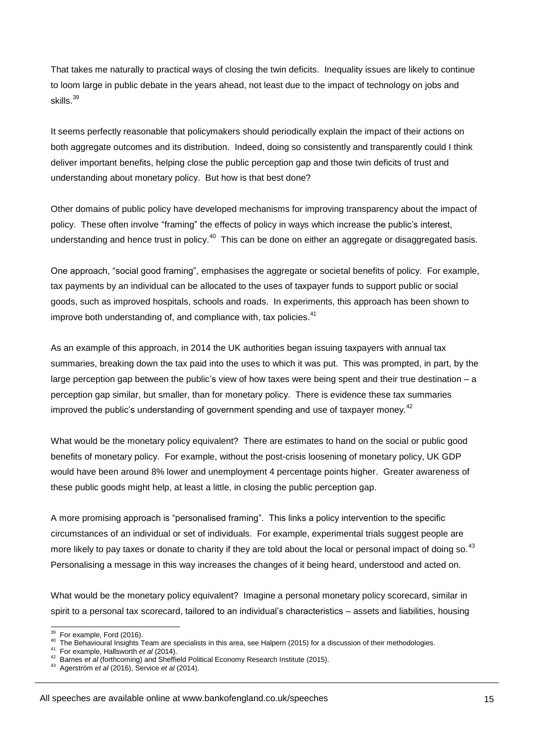That takes me naturally to practical ways of closing the twin deficits. Inequality issues are likely to continue to loom large in public debate in the years ahead, not least due to the impact of technology on jobs and skills.[39]

It seems perfectly reasonable that policymakers should periodically explain the impact of their actions on both aggregate outcomes and its distribution. Indeed, doing so consistently and transparently could I think deliver important benefits, helping close the public perception gap and those twin deficits of trust and understanding about monetary policy. But how is that best done?

Other domains of public policy have developed mechanisms for improving transparency about the impact of policy. These often involve "framing" the effects of policy in ways which increase the public's interest, understanding and hence trust in policy.[40] This can be done on either an aggregate or disaggregated basis.

One approach, "social good framing", emphasises the aggregate or societal benefits of policy. For example, tax payments by an individual can be allocated to the uses of taxpayer funds to support public or social goods, such as improved hospitals, schools and roads. In experiments, this approach has been shown to improve both understanding of, and compliance with, tax policies.[41]

As an example of this approach, in 2014 the UK authorities began issuing taxpayers with annual tax summaries, breaking down the tax paid into the uses to which it was put. This was prompted, in part, by the large perception gap between the public's view of how taxes were being spent and their true destination – a perception gap similar, but smaller, than for monetary policy. There is evidence these tax summaries improved the public's understanding of government spending and use of taxpayer money.[42]

What would be the monetary policy equivalent? There are estimates to hand on the social or public good benefits of monetary policy. For example, without the post-crisis loosening of monetary policy, UK GDP would have been around 8% lower and unemployment 4 percentage points higher. Greater awareness of these public goods might help, at least a little, in closing the public perception gap.

A more promising approach is "personalised framing". This links a policy intervention to the specific circumstances of an individual or set of individuals. For example, experimental trials suggest people are more likely to pay taxes or donate to charity if they are told about the local or personal impact of doing so.[43] Personalising a message in this way increases the changes of it being heard, understood and acted on.

What would be the monetary policy equivalent? Imagine a personal monetary policy scorecard, similar in spirit to a personal tax scorecard, tailored to an individual's characteristics – assets and liabilities, housing

---

[39] For example, Ford (2016).
[40] The Behavioural Insights Team are specialists in this area, see Halpern (2015) for a discussion of their methodologies.
[41] For example, Hallsworth *et al* (2014).
[42] Barnes *et al* (forthcoming) and Sheffield Political Economy Research Institute (2015).
[43] Agerström *et al* (2016), Service *et al* (2014).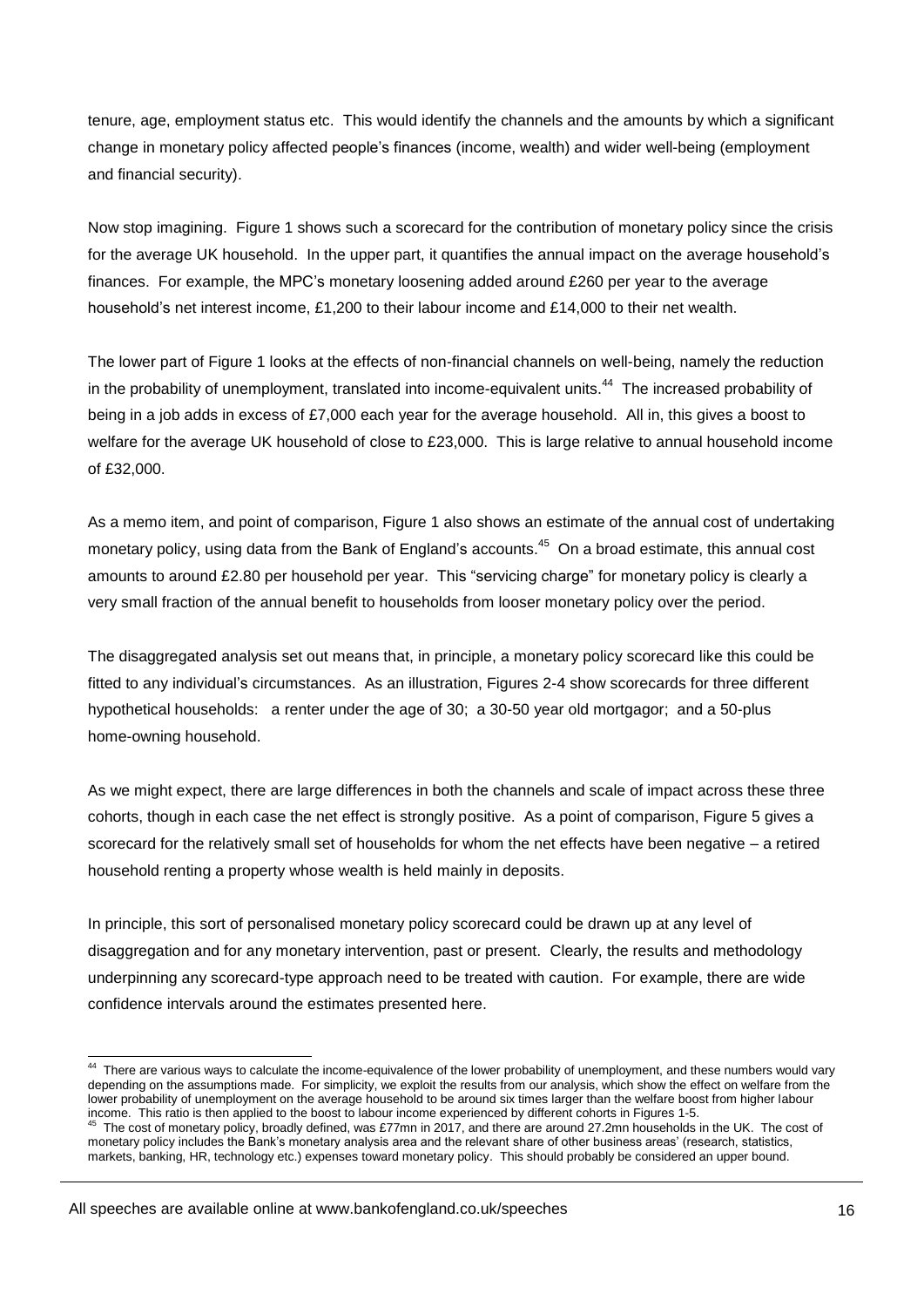tenure, age, employment status etc. This would identify the channels and the amounts by which a significant change in monetary policy affected people's finances (income, wealth) and wider well-being (employment and financial security).

Now stop imagining. Figure 1 shows such a scorecard for the contribution of monetary policy since the crisis for the average UK household. In the upper part, it quantifies the annual impact on the average household's finances. For example, the MPC's monetary loosening added around £260 per year to the average household's net interest income, £1,200 to their labour income and £14,000 to their net wealth.

The lower part of Figure 1 looks at the effects of non-financial channels on well-being, namely the reduction in the probability of unemployment, translated into income-equivalent units.[44] The increased probability of being in a job adds in excess of £7,000 each year for the average household. All in, this gives a boost to welfare for the average UK household of close to £23,000. This is large relative to annual household income of £32,000.

As a memo item, and point of comparison, Figure 1 also shows an estimate of the annual cost of undertaking monetary policy, using data from the Bank of England's accounts.[45] On a broad estimate, this annual cost amounts to around £2.80 per household per year. This "servicing charge" for monetary policy is clearly a very small fraction of the annual benefit to households from looser monetary policy over the period.

The disaggregated analysis set out means that, in principle, a monetary policy scorecard like this could be fitted to any individual's circumstances. As an illustration, Figures 2-4 show scorecards for three different hypothetical households: a renter under the age of 30; a 30-50 year old mortgagor; and a 50-plus home-owning household.

As we might expect, there are large differences in both the channels and scale of impact across these three cohorts, though in each case the net effect is strongly positive. As a point of comparison, Figure 5 gives a scorecard for the relatively small set of households for whom the net effects have been negative – a retired household renting a property whose wealth is held mainly in deposits.

In principle, this sort of personalised monetary policy scorecard could be drawn up at any level of disaggregation and for any monetary intervention, past or present. Clearly, the results and methodology underpinning any scorecard-type approach need to be treated with caution. For example, there are wide confidence intervals around the estimates presented here.

---

[44] There are various ways to calculate the income-equivalence of the lower probability of unemployment, and these numbers would vary depending on the assumptions made. For simplicity, we exploit the results from our analysis, which show the effect on welfare from the lower probability of unemployment on the average household to be around six times larger than the welfare boost from higher labour income. This ratio is then applied to the boost to labour income experienced by different cohorts in Figures 1-5.

[45] The cost of monetary policy, broadly defined, was £77mn in 2017, and there are around 27.2mn households in the UK. The cost of monetary policy includes the Bank's monetary analysis area and the relevant share of other business areas' (research, statistics, markets, banking, HR, technology etc.) expenses toward monetary policy. This should probably be considered an upper bound.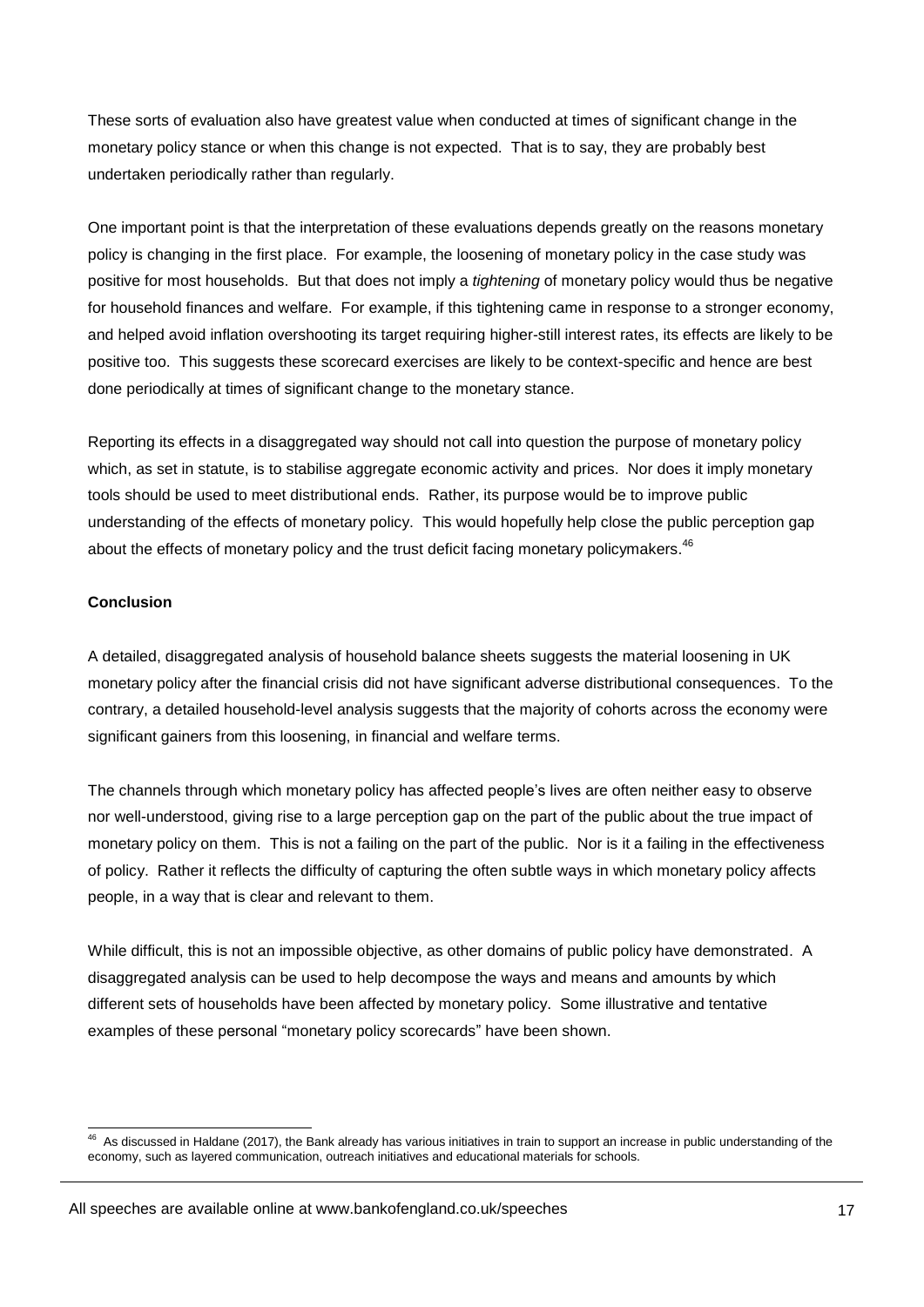These sorts of evaluation also have greatest value when conducted at times of significant change in the monetary policy stance or when this change is not expected. That is to say, they are probably best undertaken periodically rather than regularly.

One important point is that the interpretation of these evaluations depends greatly on the reasons monetary policy is changing in the first place. For example, the loosening of monetary policy in the case study was positive for most households. But that does not imply a *tightening* of monetary policy would thus be negative for household finances and welfare. For example, if this tightening came in response to a stronger economy, and helped avoid inflation overshooting its target requiring higher-still interest rates, its effects are likely to be positive too. This suggests these scorecard exercises are likely to be context-specific and hence are best done periodically at times of significant change to the monetary stance.

Reporting its effects in a disaggregated way should not call into question the purpose of monetary policy which, as set in statute, is to stabilise aggregate economic activity and prices. Nor does it imply monetary tools should be used to meet distributional ends. Rather, its purpose would be to improve public understanding of the effects of monetary policy. This would hopefully help close the public perception gap about the effects of monetary policy and the trust deficit facing monetary policymakers.[46]

**Conclusion**

A detailed, disaggregated analysis of household balance sheets suggests the material loosening in UK monetary policy after the financial crisis did not have significant adverse distributional consequences. To the contrary, a detailed household-level analysis suggests that the majority of cohorts across the economy were significant gainers from this loosening, in financial and welfare terms.

The channels through which monetary policy has affected people's lives are often neither easy to observe nor well-understood, giving rise to a large perception gap on the part of the public about the true impact of monetary policy on them. This is not a failing on the part of the public. Nor is it a failing in the effectiveness of policy. Rather it reflects the difficulty of capturing the often subtle ways in which monetary policy affects people, in a way that is clear and relevant to them.

While difficult, this is not an impossible objective, as other domains of public policy have demonstrated. A disaggregated analysis can be used to help decompose the ways and means and amounts by which different sets of households have been affected by monetary policy. Some illustrative and tentative examples of these personal "monetary policy scorecards" have been shown.

[46] As discussed in Haldane (2017), the Bank already has various initiatives in train to support an increase in public understanding of the economy, such as layered communication, outreach initiatives and educational materials for schools.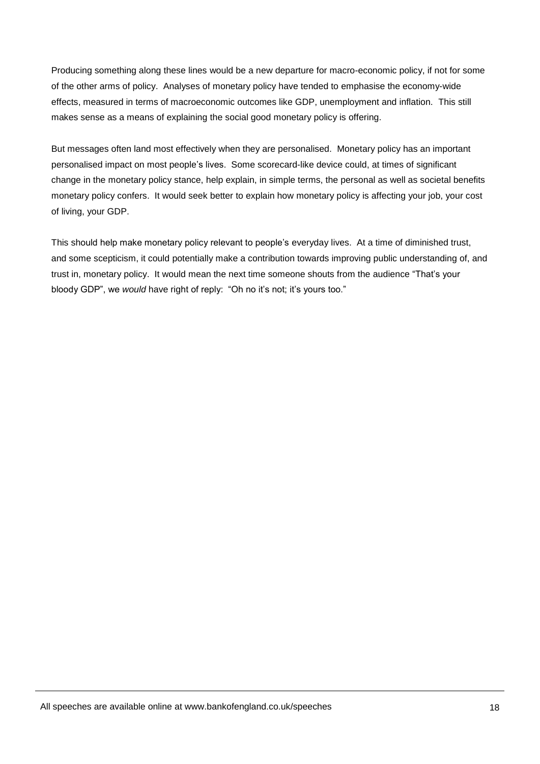Producing something along these lines would be a new departure for macro-economic policy, if not for some of the other arms of policy. Analyses of monetary policy have tended to emphasise the economy-wide effects, measured in terms of macroeconomic outcomes like GDP, unemployment and inflation. This still makes sense as a means of explaining the social good monetary policy is offering.

But messages often land most effectively when they are personalised. Monetary policy has an important personalised impact on most people's lives. Some scorecard-like device could, at times of significant change in the monetary policy stance, help explain, in simple terms, the personal as well as societal benefits monetary policy confers. It would seek better to explain how monetary policy is affecting your job, your cost of living, your GDP.

This should help make monetary policy relevant to people's everyday lives. At a time of diminished trust, and some scepticism, it could potentially make a contribution towards improving public understanding of, and trust in, monetary policy. It would mean the next time someone shouts from the audience "That's your bloody GDP", we *would* have right of reply: "Oh no it's not; it's yours too."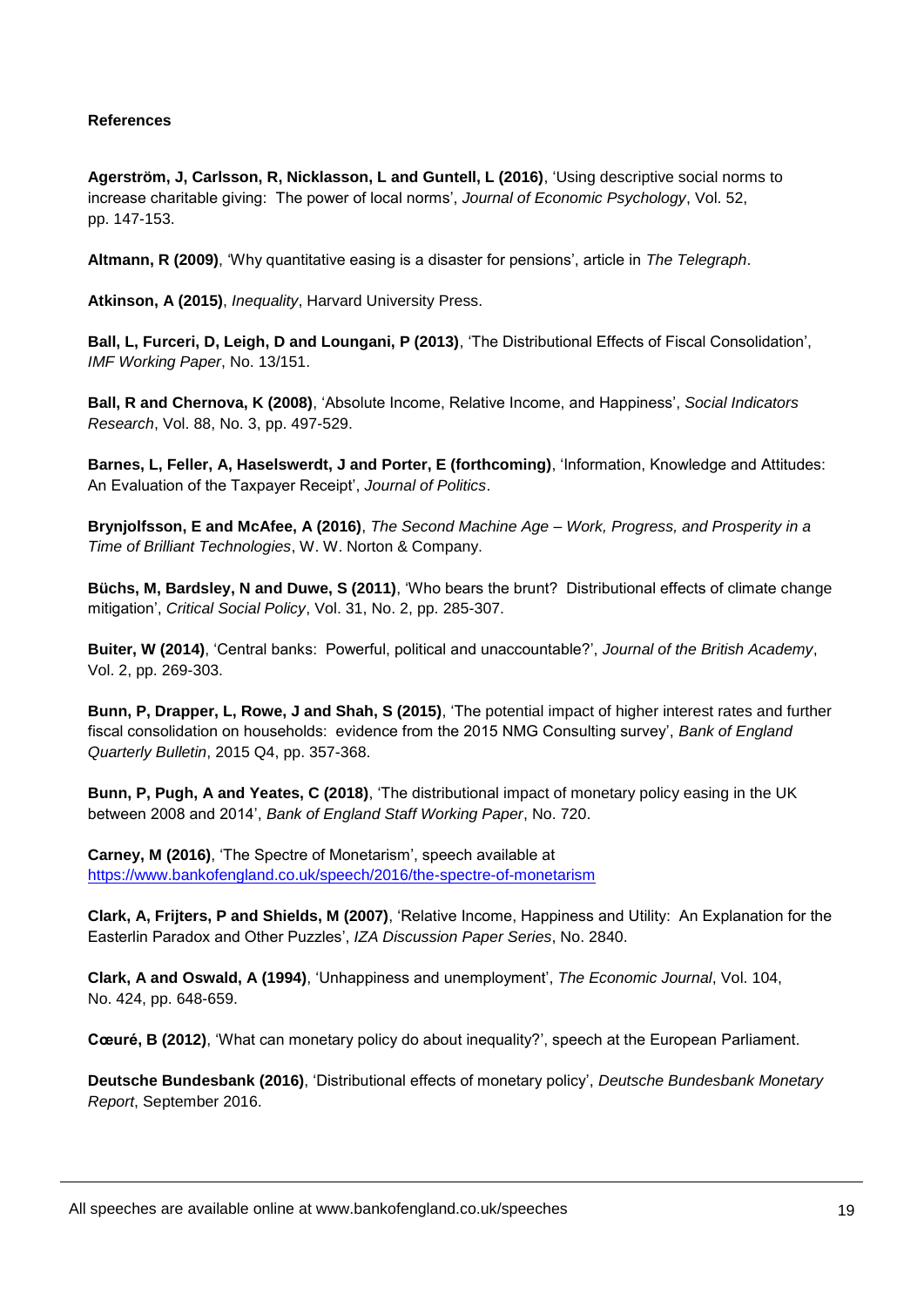**References**

**Agerström, J, Carlsson, R, Nicklasson, L and Guntell, L (2016)**, 'Using descriptive social norms to increase charitable giving: The power of local norms', *Journal of Economic Psychology*, Vol. 52, pp. 147-153.

**Altmann, R (2009)**, 'Why quantitative easing is a disaster for pensions', article in *The Telegraph*.

**Atkinson, A (2015)**, *Inequality*, Harvard University Press.

**Ball, L, Furceri, D, Leigh, D and Loungani, P (2013)**, 'The Distributional Effects of Fiscal Consolidation', *IMF Working Paper*, No. 13/151.

**Ball, R and Chernova, K (2008)**, 'Absolute Income, Relative Income, and Happiness', *Social Indicators Research*, Vol. 88, No. 3, pp. 497-529.

**Barnes, L, Feller, A, Haselswerdt, J and Porter, E (forthcoming)**, 'Information, Knowledge and Attitudes: An Evaluation of the Taxpayer Receipt', *Journal of Politics*.

**Brynjolfsson, E and McAfee, A (2016)**, *The Second Machine Age – Work, Progress, and Prosperity in a Time of Brilliant Technologies*, W. W. Norton & Company.

**Büchs, M, Bardsley, N and Duwe, S (2011)**, 'Who bears the brunt? Distributional effects of climate change mitigation', *Critical Social Policy*, Vol. 31, No. 2, pp. 285-307.

**Buiter, W (2014)**, 'Central banks: Powerful, political and unaccountable?', *Journal of the British Academy*, Vol. 2, pp. 269-303.

**Bunn, P, Drapper, L, Rowe, J and Shah, S (2015)**, 'The potential impact of higher interest rates and further fiscal consolidation on households: evidence from the 2015 NMG Consulting survey', *Bank of England Quarterly Bulletin*, 2015 Q4, pp. 357-368.

**Bunn, P, Pugh, A and Yeates, C (2018)**, 'The distributional impact of monetary policy easing in the UK between 2008 and 2014', *Bank of England Staff Working Paper*, No. 720.

**Carney, M (2016)**, 'The Spectre of Monetarism', speech available at https://www.bankofengland.co.uk/speech/2016/the-spectre-of-monetarism

**Clark, A, Frijters, P and Shields, M (2007)**, 'Relative Income, Happiness and Utility: An Explanation for the Easterlin Paradox and Other Puzzles', *IZA Discussion Paper Series*, No. 2840.

**Clark, A and Oswald, A (1994)**, 'Unhappiness and unemployment', *The Economic Journal*, Vol. 104, No. 424, pp. 648-659.

**Cœuré, B (2012)**, 'What can monetary policy do about inequality?', speech at the European Parliament.

**Deutsche Bundesbank (2016)**, 'Distributional effects of monetary policy', *Deutsche Bundesbank Monetary Report*, September 2016.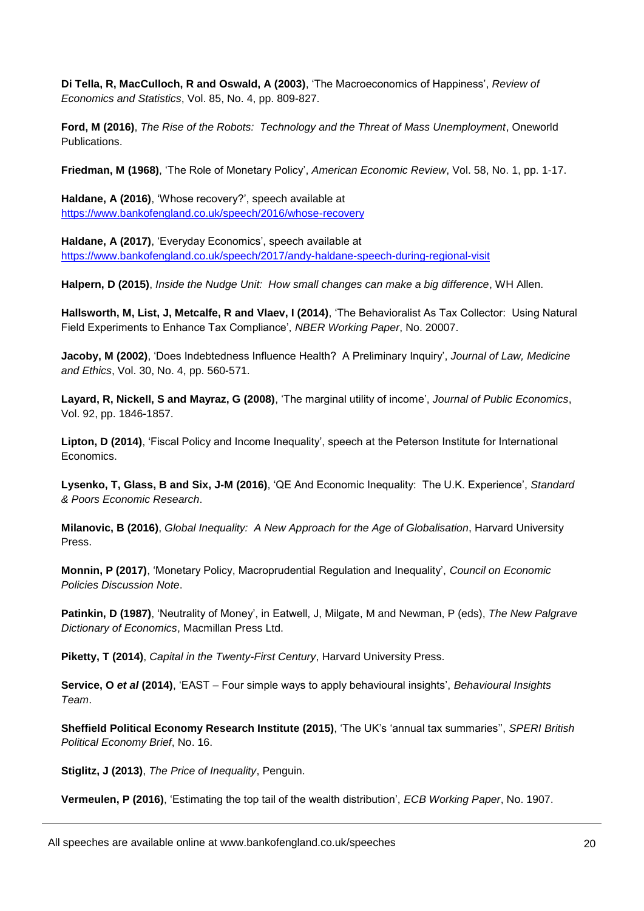**Di Tella, R, MacCulloch, R and Oswald, A (2003)**, 'The Macroeconomics of Happiness', *Review of Economics and Statistics*, Vol. 85, No. 4, pp. 809-827.

**Ford, M (2016)**, *The Rise of the Robots: Technology and the Threat of Mass Unemployment*, Oneworld Publications.

**Friedman, M (1968)**, 'The Role of Monetary Policy', *American Economic Review*, Vol. 58, No. 1, pp. 1-17.

**Haldane, A (2016)**, 'Whose recovery?', speech available at https://www.bankofengland.co.uk/speech/2016/whose-recovery

**Haldane, A (2017)**, 'Everyday Economics', speech available at https://www.bankofengland.co.uk/speech/2017/andy-haldane-speech-during-regional-visit

**Halpern, D (2015)**, *Inside the Nudge Unit: How small changes can make a big difference*, WH Allen.

**Hallsworth, M, List, J, Metcalfe, R and Vlaev, I (2014)**, 'The Behavioralist As Tax Collector: Using Natural Field Experiments to Enhance Tax Compliance', *NBER Working Paper*, No. 20007.

**Jacoby, M (2002)**, 'Does Indebtedness Influence Health? A Preliminary Inquiry', *Journal of Law, Medicine and Ethics*, Vol. 30, No. 4, pp. 560-571.

**Layard, R, Nickell, S and Mayraz, G (2008)**, 'The marginal utility of income', *Journal of Public Economics*, Vol. 92, pp. 1846-1857.

**Lipton, D (2014)**, 'Fiscal Policy and Income Inequality', speech at the Peterson Institute for International Economics.

**Lysenko, T, Glass, B and Six, J-M (2016)**, 'QE And Economic Inequality: The U.K. Experience', *Standard & Poors Economic Research*.

**Milanovic, B (2016)**, *Global Inequality: A New Approach for the Age of Globalisation*, Harvard University Press.

**Monnin, P (2017)**, 'Monetary Policy, Macroprudential Regulation and Inequality', *Council on Economic Policies Discussion Note*.

**Patinkin, D (1987)**, 'Neutrality of Money', in Eatwell, J, Milgate, M and Newman, P (eds), *The New Palgrave Dictionary of Economics*, Macmillan Press Ltd.

**Piketty, T (2014)**, *Capital in the Twenty-First Century*, Harvard University Press.

**Service, O *et al* (2014)**, 'EAST – Four simple ways to apply behavioural insights', *Behavioural Insights Team*.

**Sheffield Political Economy Research Institute (2015)**, 'The UK's 'annual tax summaries'', *SPERI British Political Economy Brief*, No. 16.

**Stiglitz, J (2013)**, *The Price of Inequality*, Penguin.

**Vermeulen, P (2016)**, 'Estimating the top tail of the wealth distribution', *ECB Working Paper*, No. 1907.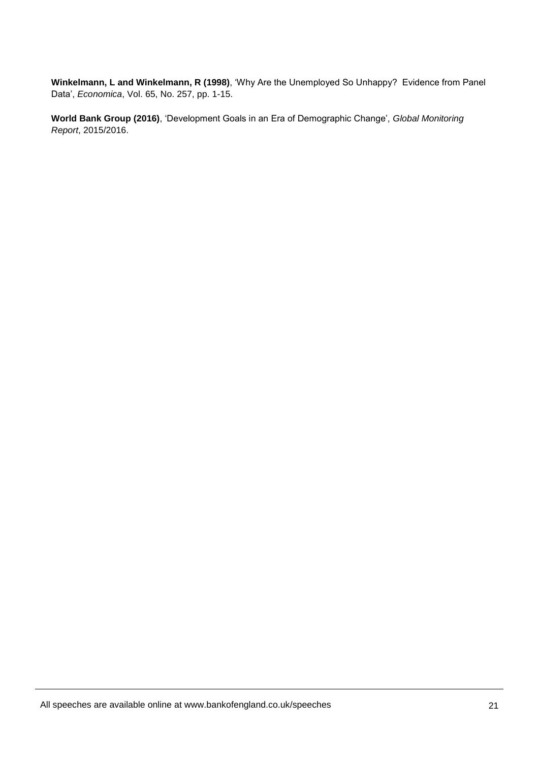**Winkelmann, L and Winkelmann, R (1998)**, 'Why Are the Unemployed So Unhappy? Evidence from Panel Data', *Economica*, Vol. 65, No. 257, pp. 1-15.

**World Bank Group (2016)**, 'Development Goals in an Era of Demographic Change', *Global Monitoring Report*, 2015/2016.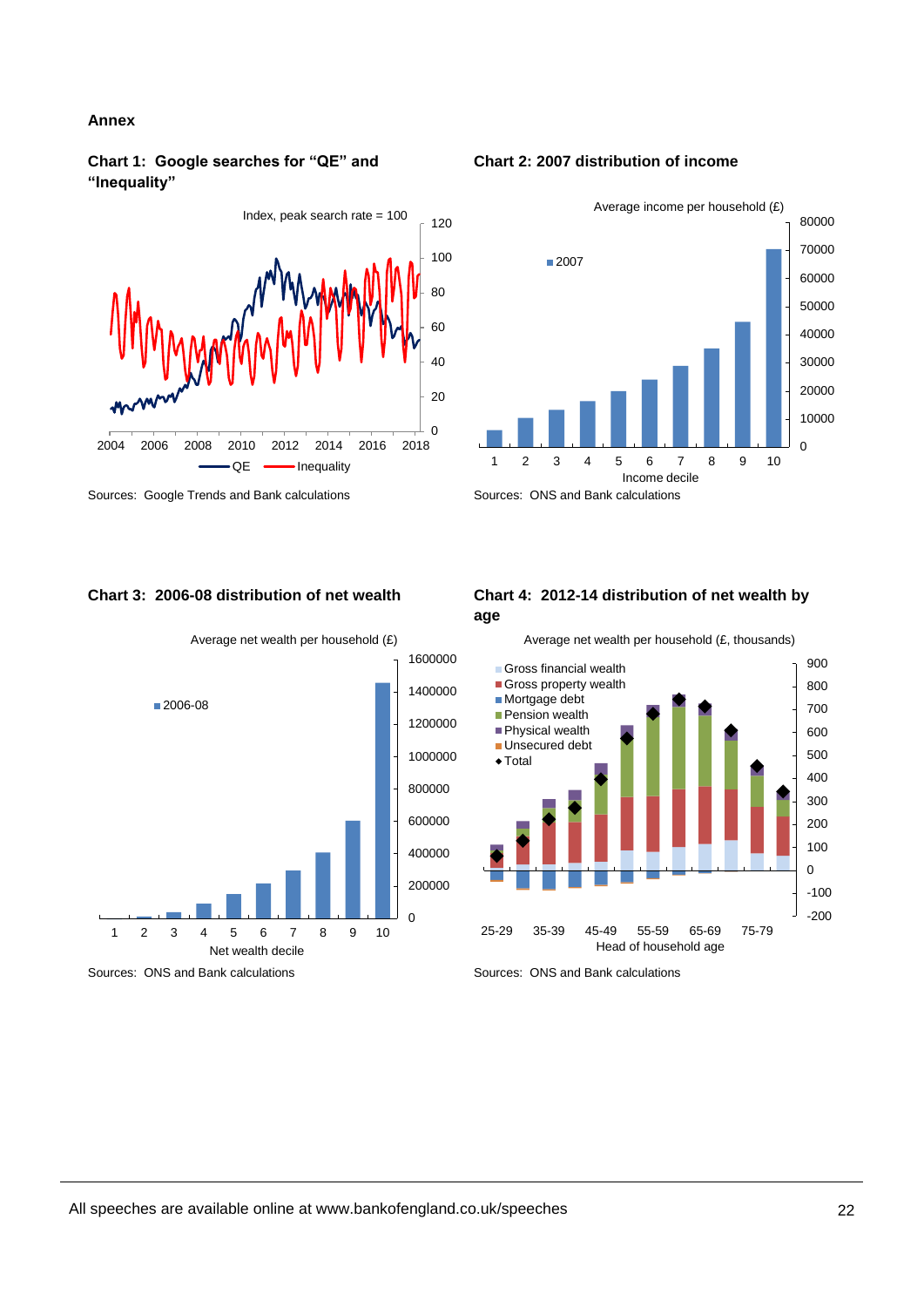## Annex

**Chart 1: Google searches for "QE" and "Inequality"**

Index, peak search rate = 100

QE — Inequality

Sources: Google Trends and Bank calculations

**Chart 2: 2007 distribution of income**

Average income per household (£)

Income decile

Sources: ONS and Bank calculations

**Chart 3: 2006-08 distribution of net wealth**

Average net wealth per household (£)

Net wealth decile

Sources: ONS and Bank calculations

**Chart 4: 2012-14 distribution of net wealth by age**

Average net wealth per household (£, thousands)

Gross financial wealth, Gross property wealth, Mortgage debt, Pension wealth, Physical wealth, Unsecured debt, Total

Head of household age

Sources: ONS and Bank calculations

All speeches are available online at www.bankofengland.co.uk/speeches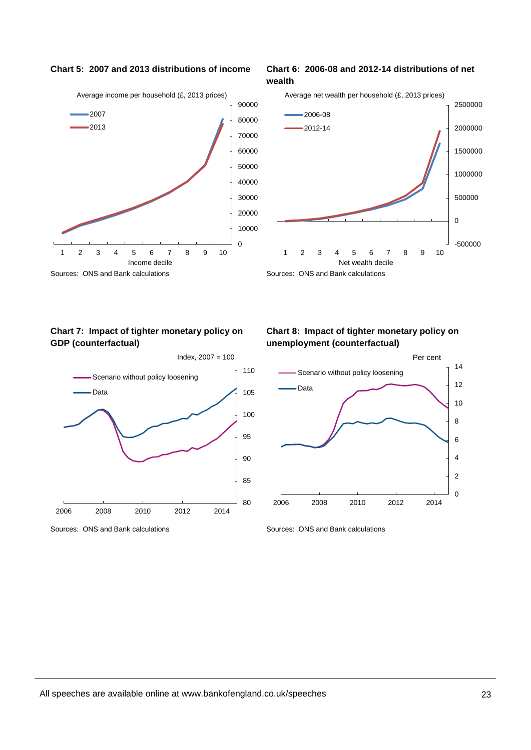**Chart 5: 2007 and 2013 distributions of income**

Average income per household (£, 2013 prices)

Sources: ONS and Bank calculations

**Chart 6: 2006-08 and 2012-14 distributions of net wealth**

Average net wealth per household (£, 2013 prices)

Sources: ONS and Bank calculations

**Chart 7: Impact of tighter monetary policy on GDP (counterfactual)**

Index, 2007 = 100

Sources: ONS and Bank calculations

**Chart 8: Impact of tighter monetary policy on unemployment (counterfactual)**

Per cent

Sources: ONS and Bank calculations

All speeches are available online at www.bankofengland.co.uk/speeches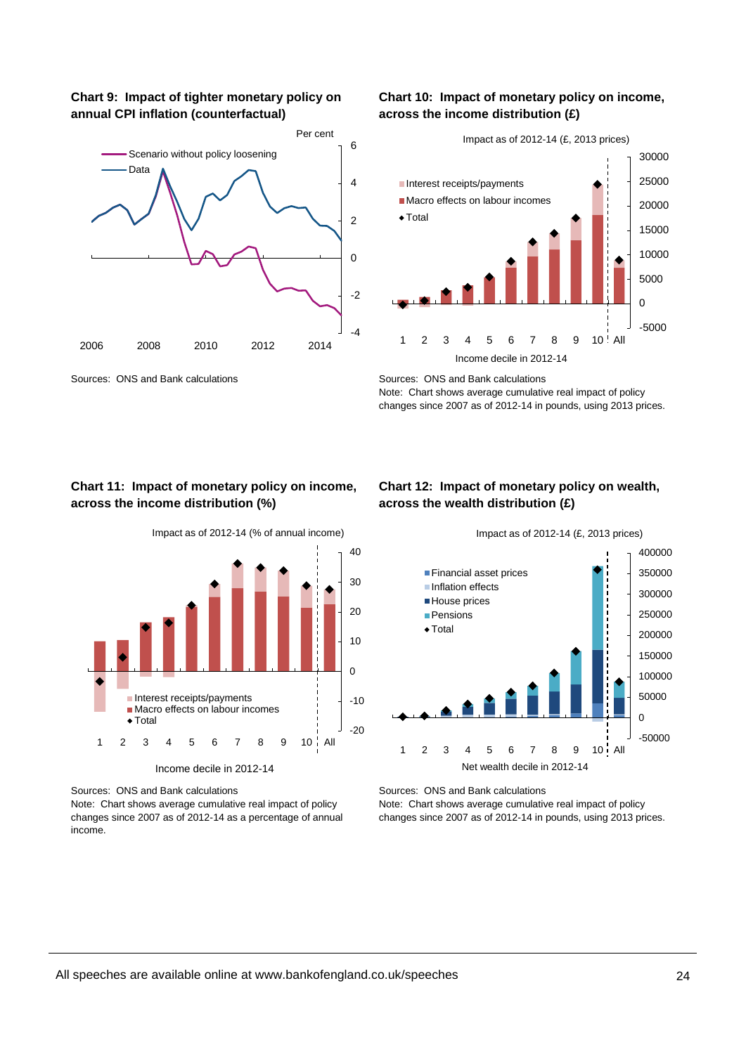**Chart 9: Impact of tighter monetary policy on annual CPI inflation (counterfactual)**

Sources: ONS and Bank calculations

**Chart 10: Impact of monetary policy on income, across the income distribution (£)**

Sources: ONS and Bank calculations
Note: Chart shows average cumulative real impact of policy changes since 2007 as of 2012-14 in pounds, using 2013 prices.

**Chart 11: Impact of monetary policy on income, across the income distribution (%)**

Sources: ONS and Bank calculations
Note: Chart shows average cumulative real impact of policy changes since 2007 as of 2012-14 as a percentage of annual income.

**Chart 12: Impact of monetary policy on wealth, across the wealth distribution (£)**

Sources: ONS and Bank calculations
Note: Chart shows average cumulative real impact of policy changes since 2007 as of 2012-14 in pounds, using 2013 prices.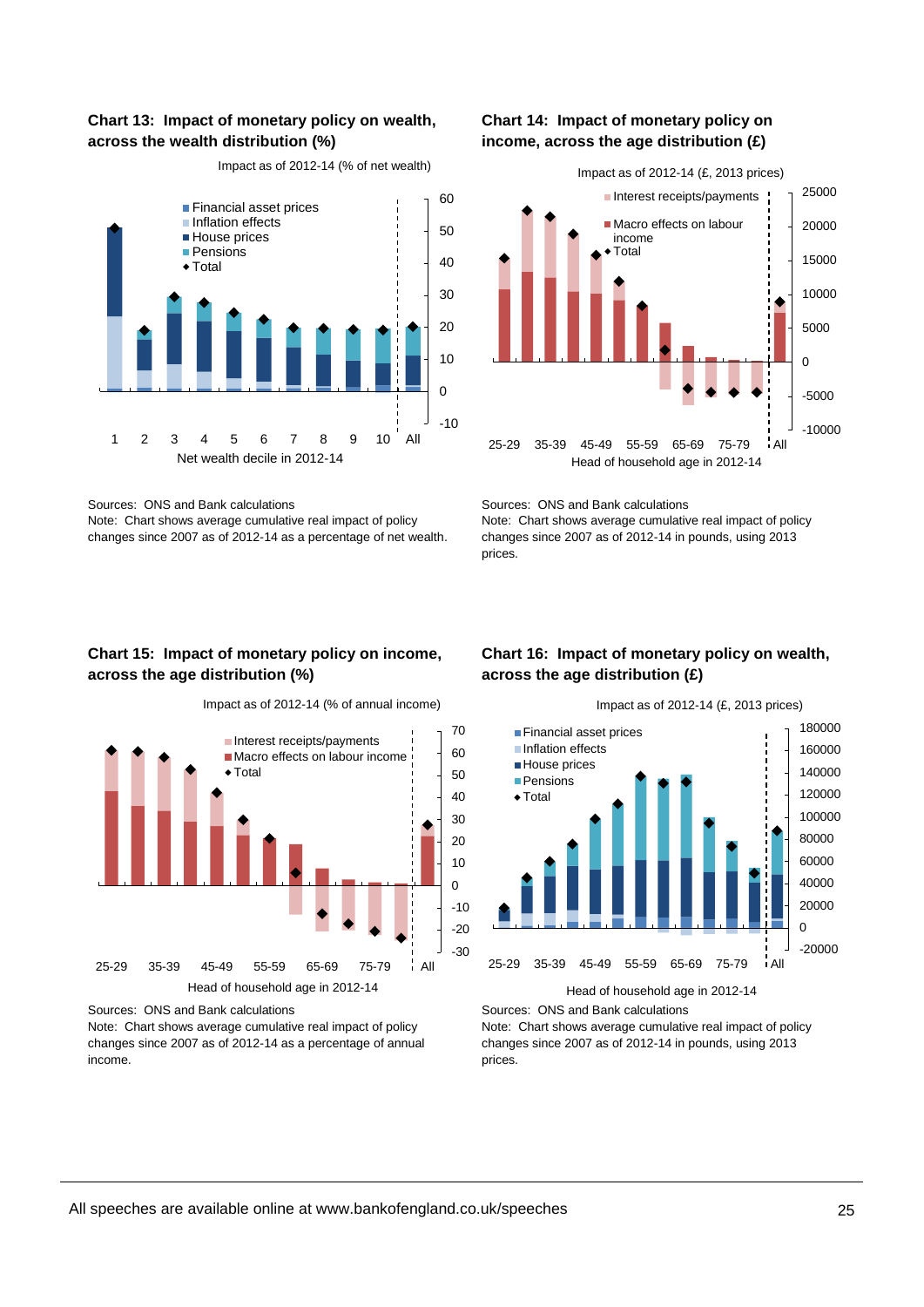### Chart 13: Impact of monetary policy on wealth, across the wealth distribution (%)

Impact as of 2012-14 (% of net wealth)

Sources: ONS and Bank calculations

Note: Chart shows average cumulative real impact of policy changes since 2007 as of 2012-14 as a percentage of net wealth.

### Chart 14: Impact of monetary policy on income, across the age distribution (£)

Impact as of 2012-14 (£, 2013 prices)

Sources: ONS and Bank calculations

Note: Chart shows average cumulative real impact of policy changes since 2007 as of 2012-14 in pounds, using 2013 prices.

### Chart 15: Impact of monetary policy on income, across the age distribution (%)

Impact as of 2012-14 (% of annual income)

Sources: ONS and Bank calculations

Note: Chart shows average cumulative real impact of policy changes since 2007 as of 2012-14 as a percentage of annual income.

### Chart 16: Impact of monetary policy on wealth, across the age distribution (£)

Impact as of 2012-14 (£, 2013 prices)

Sources: ONS and Bank calculations

Note: Chart shows average cumulative real impact of policy changes since 2007 as of 2012-14 in pounds, using 2013 prices.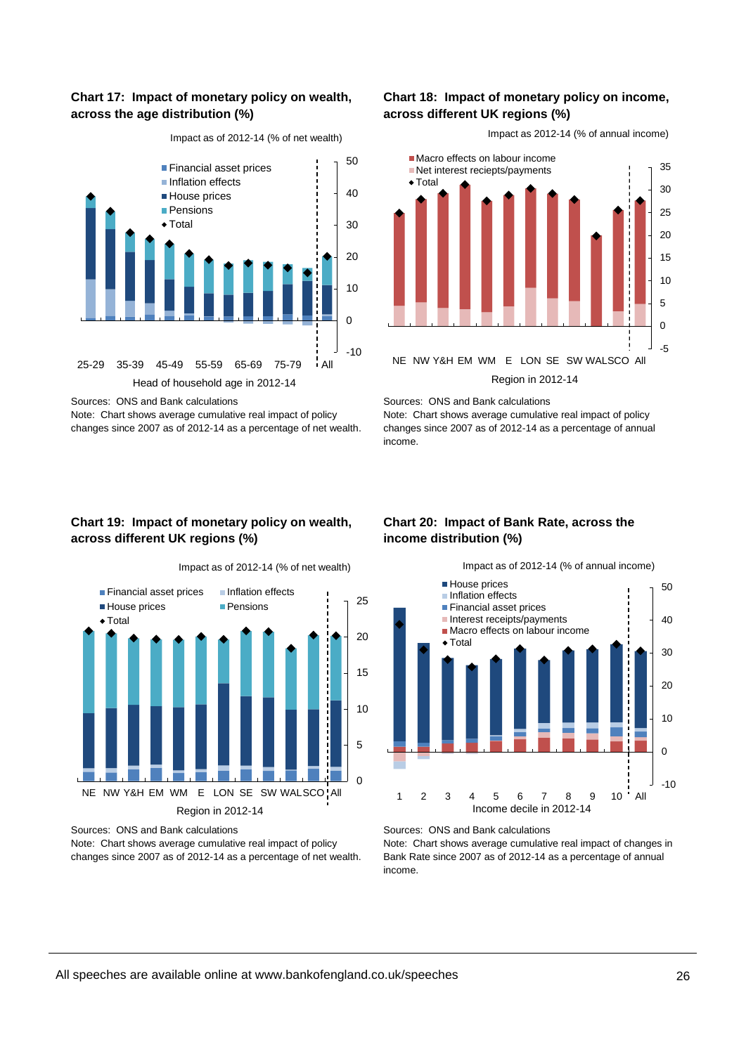**Chart 17: Impact of monetary policy on wealth, across the age distribution (%)**

Impact as of 2012-14 (% of net wealth)

- Financial asset prices
- Inflation effects
- House prices
- Pensions
- Total

Head of household age in 2012-14: 25-29, 35-39, 45-49, 55-59, 65-69, 75-79, All

Sources: ONS and Bank calculations
Note: Chart shows average cumulative real impact of policy changes since 2007 as of 2012-14 as a percentage of net wealth.

**Chart 18: Impact of monetary policy on income, across different UK regions (%)**

Impact as 2012-14 (% of annual income)

- Macro effects on labour income
- Net interest reciepts/payments
- Total

Region in 2012-14: NE, NW, Y&H, EM, WM, E, LON, SE, SW, WAL, SCO, All

Sources: ONS and Bank calculations
Note: Chart shows average cumulative real impact of policy changes since 2007 as of 2012-14 as a percentage of annual income.

**Chart 19: Impact of monetary policy on wealth, across different UK regions (%)**

Impact as of 2012-14 (% of net wealth)

- Financial asset prices
- Inflation effects
- House prices
- Pensions
- Total

Region in 2012-14: NE, NW, Y&H, EM, WM, E, LON, SE, SW, WAL, SCO, All

Sources: ONS and Bank calculations
Note: Chart shows average cumulative real impact of policy changes since 2007 as of 2012-14 as a percentage of net wealth.

**Chart 20: Impact of Bank Rate, across the income distribution (%)**

Impact as of 2012-14 (% of annual income)

- House prices
- Inflation effects
- Financial asset prices
- Interest receipts/payments
- Macro effects on labour income
- Total

Income decile in 2012-14: 1, 2, 3, 4, 5, 6, 7, 8, 9, 10, All

Sources: ONS and Bank calculations
Note: Chart shows average cumulative real impact of changes in Bank Rate since 2007 as of 2012-14 as a percentage of annual income.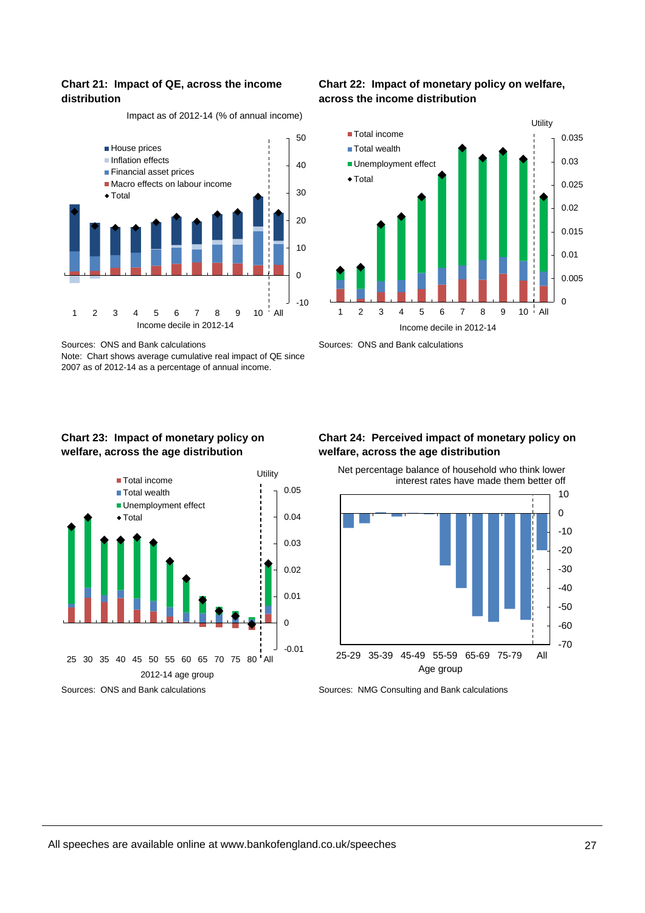**Chart 21: Impact of QE, across the income distribution**

Impact as of 2012-14 (% of annual income)

Sources: ONS and Bank calculations

Note: Chart shows average cumulative real impact of QE since 2007 as of 2012-14 as a percentage of annual income.

**Chart 22: Impact of monetary policy on welfare, across the income distribution**

Sources: ONS and Bank calculations

**Chart 23: Impact of monetary policy on welfare, across the age distribution**

Sources: ONS and Bank calculations

**Chart 24: Perceived impact of monetary policy on welfare, across the age distribution**

Net percentage balance of household who think lower interest rates have made them better off

Sources: NMG Consulting and Bank calculations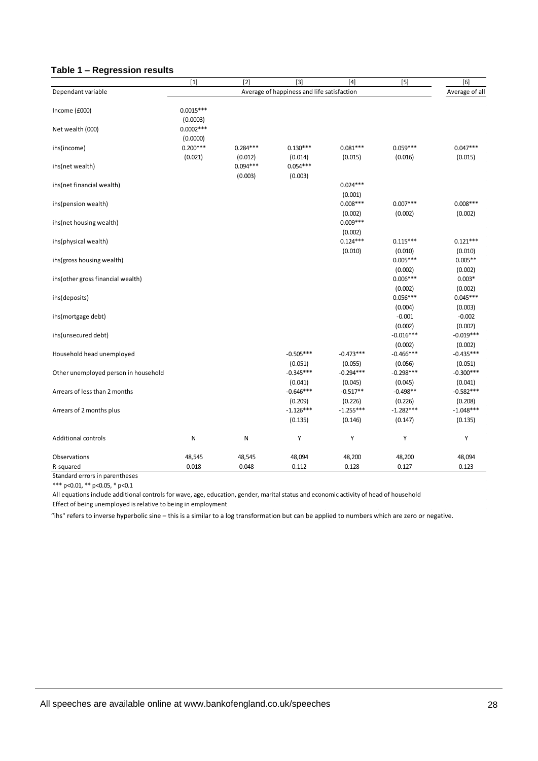### Table 1 – Regression results

| | [1] | [2] | [3] | [4] | [5] | [6] |
|---|---|---|---|---|---|---|
| Dependant variable | Average of happiness and life satisfaction | | | | | Average of all |
| Income (£000) | 0.0015*** | | | | | |
| | (0.0003) | | | | | |
| Net wealth (000) | 0.0002*** | | | | | |
| | (0.0000) | | | | | |
| ihs(income) | 0.200*** | 0.284*** | 0.130*** | 0.081*** | 0.059*** | 0.047*** |
| | (0.021) | (0.012) | (0.014) | (0.015) | (0.016) | (0.015) |
| ihs(net wealth) | | 0.094*** | 0.054*** | | | |
| | | (0.003) | (0.003) | | | |
| ihs(net financial wealth) | | | | 0.024*** | | |
| | | | | (0.001) | | |
| ihs(pension wealth) | | | | 0.008*** | 0.007*** | 0.008*** |
| | | | | (0.002) | (0.002) | (0.002) |
| ihs(net housing wealth) | | | | 0.009*** | | |
| | | | | (0.002) | | |
| ihs(physical wealth) | | | | 0.124*** | 0.115*** | 0.121*** |
| | | | | (0.010) | (0.010) | (0.010) |
| ihs(gross housing wealth) | | | | | 0.005*** | 0.005** |
| | | | | | (0.002) | (0.002) |
| ihs(other gross financial wealth) | | | | | 0.006*** | 0.003* |
| | | | | | (0.002) | (0.002) |
| ihs(deposits) | | | | | 0.056*** | 0.045*** |
| | | | | | (0.004) | (0.003) |
| ihs(mortgage debt) | | | | | -0.001 | -0.002 |
| | | | | | (0.002) | (0.002) |
| ihs(unsecured debt) | | | | | -0.016*** | -0.019*** |
| | | | | | (0.002) | (0.002) |
| Household head unemployed | | | -0.505*** | -0.473*** | -0.466*** | -0.435*** |
| | | | (0.051) | (0.055) | (0.056) | (0.051) |
| Other unemployed person in household | | | -0.345*** | -0.294*** | -0.298*** | -0.300*** |
| | | | (0.041) | (0.045) | (0.045) | (0.041) |
| Arrears of less than 2 months | | | -0.646*** | -0.517** | -0.498** | -0.582*** |
| | | | (0.209) | (0.226) | (0.226) | (0.208) |
| Arrears of 2 months plus | | | -1.126*** | -1.255*** | -1.282*** | -1.048*** |
| | | | (0.135) | (0.146) | (0.147) | (0.135) |
| Additional controls | N | N | Y | Y | Y | Y |
| Observations | 48,545 | 48,545 | 48,094 | 48,200 | 48,200 | 48,094 |
| R-squared | 0.018 | 0.048 | 0.112 | 0.128 | 0.127 | 0.123 |

Standard errors in parentheses

*** p<0.01, ** p<0.05, * p<0.1

All equations include additional controls for wave, age, education, gender, marital status and economic activity of head of household

Effect of being unemployed is relative to being in employment

"ihs" refers to inverse hyperbolic sine – this is a similar to a log transformation but can be applied to numbers which are zero or negative.

All speeches are available online at www.bankofengland.co.uk/speeches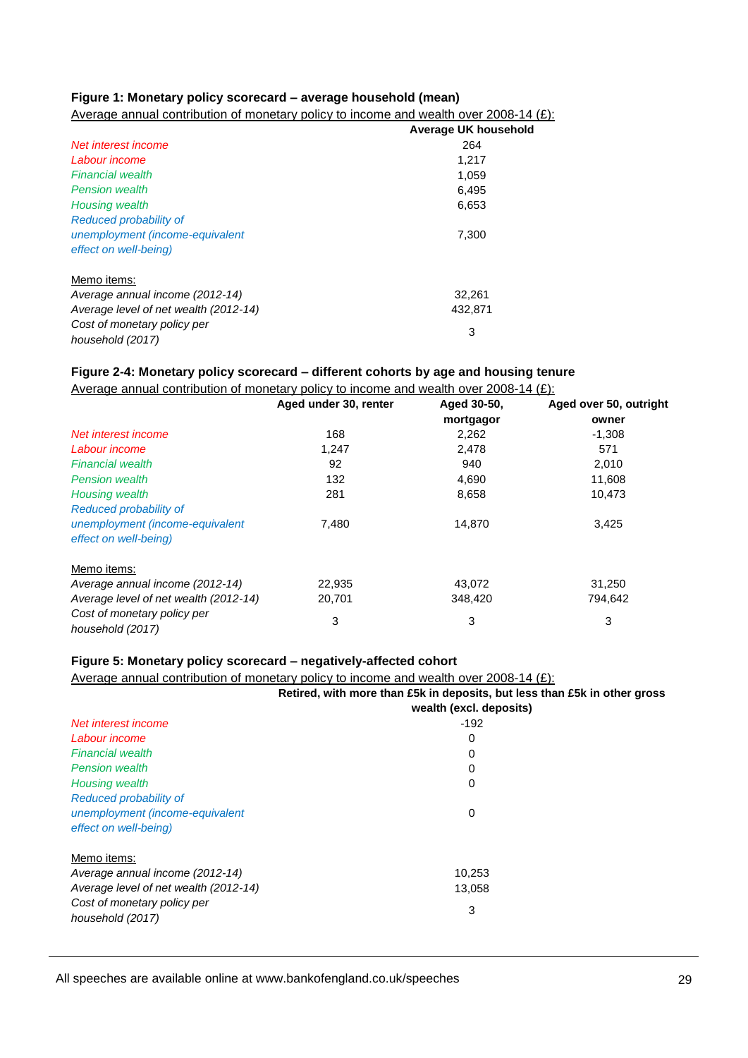**Figure 1: Monetary policy scorecard – average household (mean)**

Average annual contribution of monetary policy to income and wealth over 2008-14 (£):

| | Average UK household |
|---|---|
| *Net interest income* | 264 |
| *Labour income* | 1,217 |
| *Financial wealth* | 1,059 |
| *Pension wealth* | 6,495 |
| *Housing wealth* | 6,653 |
| *Reduced probability of unemployment (income-equivalent effect on well-being)* | 7,300 |
| Memo items: | |
| *Average annual income (2012-14)* | 32,261 |
| *Average level of net wealth (2012-14)* | 432,871 |
| *Cost of monetary policy per household (2017)* | 3 |

**Figure 2-4: Monetary policy scorecard – different cohorts by age and housing tenure**

Average annual contribution of monetary policy to income and wealth over 2008-14 (£):

| | Aged under 30, renter | Aged 30-50, mortgagor | Aged over 50, outright owner |
|---|---|---|---|
| *Net interest income* | 168 | 2,262 | -1,308 |
| *Labour income* | 1,247 | 2,478 | 571 |
| *Financial wealth* | 92 | 940 | 2,010 |
| *Pension wealth* | 132 | 4,690 | 11,608 |
| *Housing wealth* | 281 | 8,658 | 10,473 |
| *Reduced probability of unemployment (income-equivalent effect on well-being)* | 7,480 | 14,870 | 3,425 |
| Memo items: | | | |
| *Average annual income (2012-14)* | 22,935 | 43,072 | 31,250 |
| *Average level of net wealth (2012-14)* | 20,701 | 348,420 | 794,642 |
| *Cost of monetary policy per household (2017)* | 3 | 3 | 3 |

**Figure 5: Monetary policy scorecard – negatively-affected cohort**

Average annual contribution of monetary policy to income and wealth over 2008-14 (£):

| | Retired, with more than £5k in deposits, but less than £5k in other gross wealth (excl. deposits) |
|---|---|
| *Net interest income* | -192 |
| *Labour income* | 0 |
| *Financial wealth* | 0 |
| *Pension wealth* | 0 |
| *Housing wealth* | 0 |
| *Reduced probability of unemployment (income-equivalent effect on well-being)* | 0 |
| Memo items: | |
| *Average annual income (2012-14)* | 10,253 |
| *Average level of net wealth (2012-14)* | 13,058 |
| *Cost of monetary policy per household (2017)* | 3 |